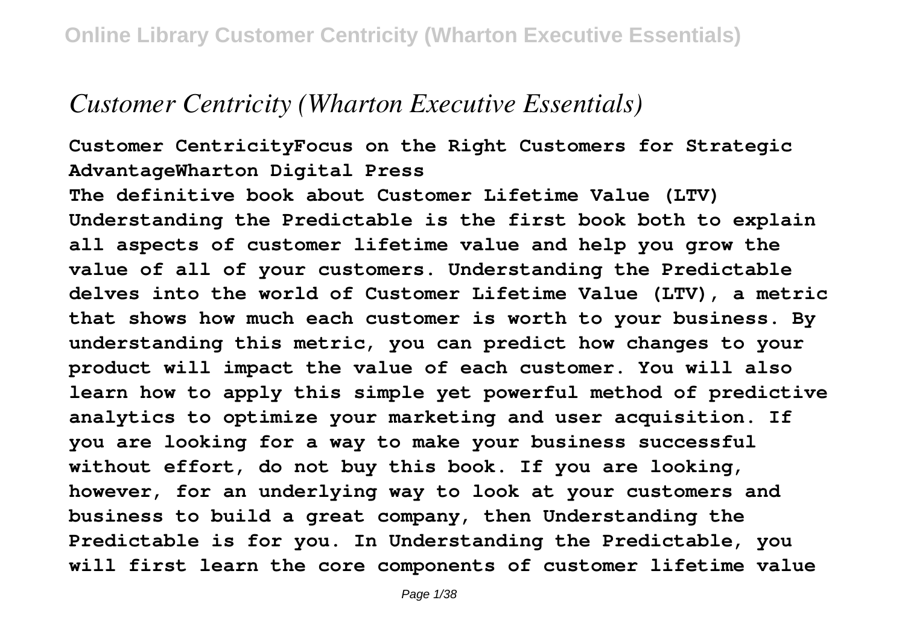# *Customer Centricity (Wharton Executive Essentials)*

**Customer CentricityFocus on the Right Customers for Strategic AdvantageWharton Digital Press**

**The definitive book about Customer Lifetime Value (LTV) Understanding the Predictable is the first book both to explain all aspects of customer lifetime value and help you grow the value of all of your customers. Understanding the Predictable delves into the world of Customer Lifetime Value (LTV), a metric that shows how much each customer is worth to your business. By understanding this metric, you can predict how changes to your product will impact the value of each customer. You will also learn how to apply this simple yet powerful method of predictive analytics to optimize your marketing and user acquisition. If you are looking for a way to make your business successful without effort, do not buy this book. If you are looking, however, for an underlying way to look at your customers and business to build a great company, then Understanding the Predictable is for you. In Understanding the Predictable, you will first learn the core components of customer lifetime value**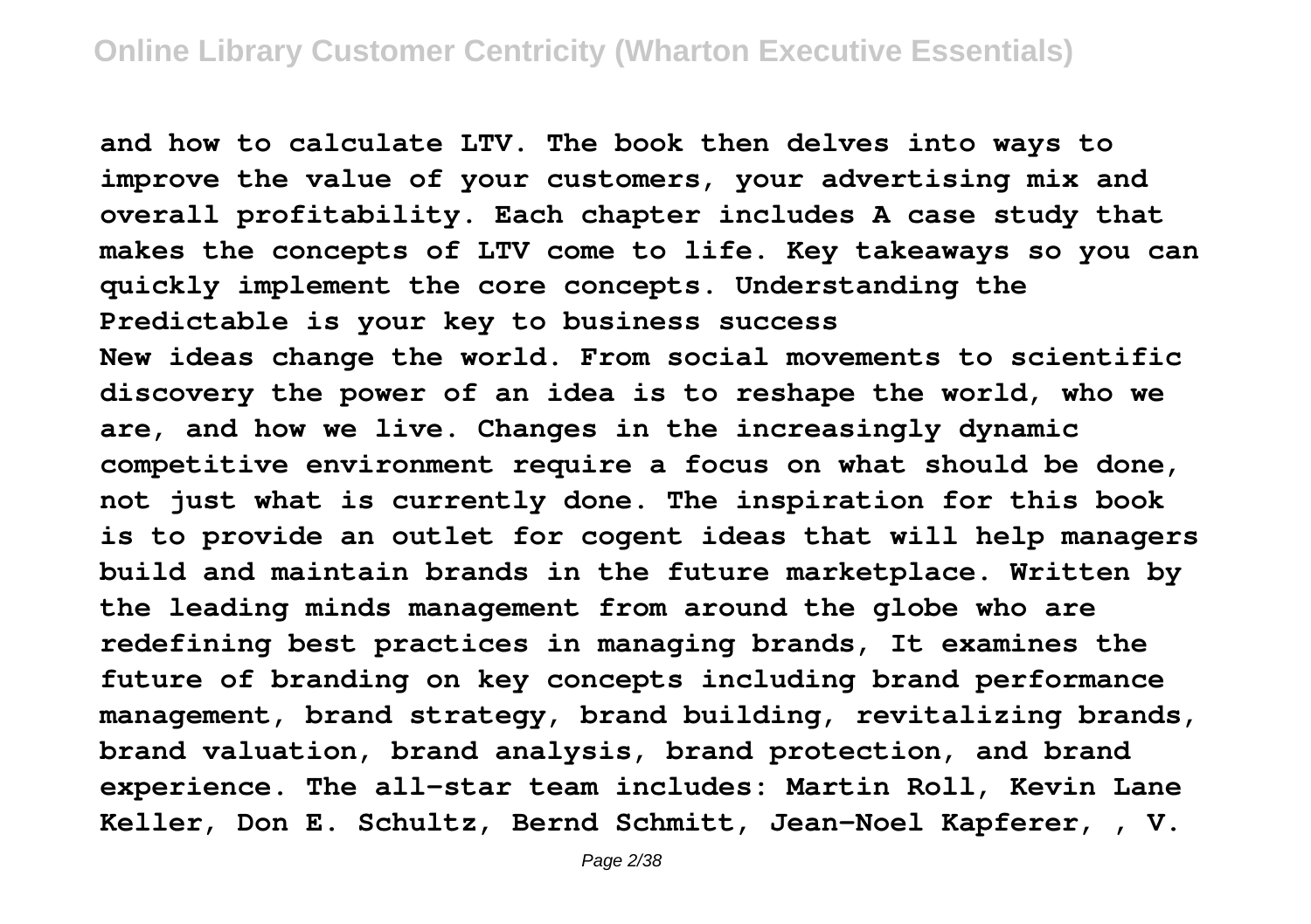and how to calculate LTV. The book then delves into ways to improve the value of your customers, your advertising mix and overall profitability. Each chapter includes A case study that makes the concepts of LTV come to life. Key takeaways so you can quickly implement the core concepts. Understanding the Predictable is your key to business success

New ideas change the world. From social movements to scientific discovery the power of an idea is to reshape the world, who we are, and how we live. Changes in the increasingly dynamic competitive environment require a focus on what should be done, not just what is currently done. The inspiration for this book is to provide an outlet for cogent ideas that will help managers build and maintain brands in the future marketplace. Written by the leading minds management from around the globe who are redefining best practices in managing brands, It examines the future of branding on key concepts including brand performance management, brand strategy, brand building, revitalizing brands, brand valuation, brand analysis, brand protection, and brand experience. The all-star team includes: Martin Roll, Kevin Lane Keller, Don E. Schultz, Bernd Schmitt, Jean-Noel Kapferer, , V.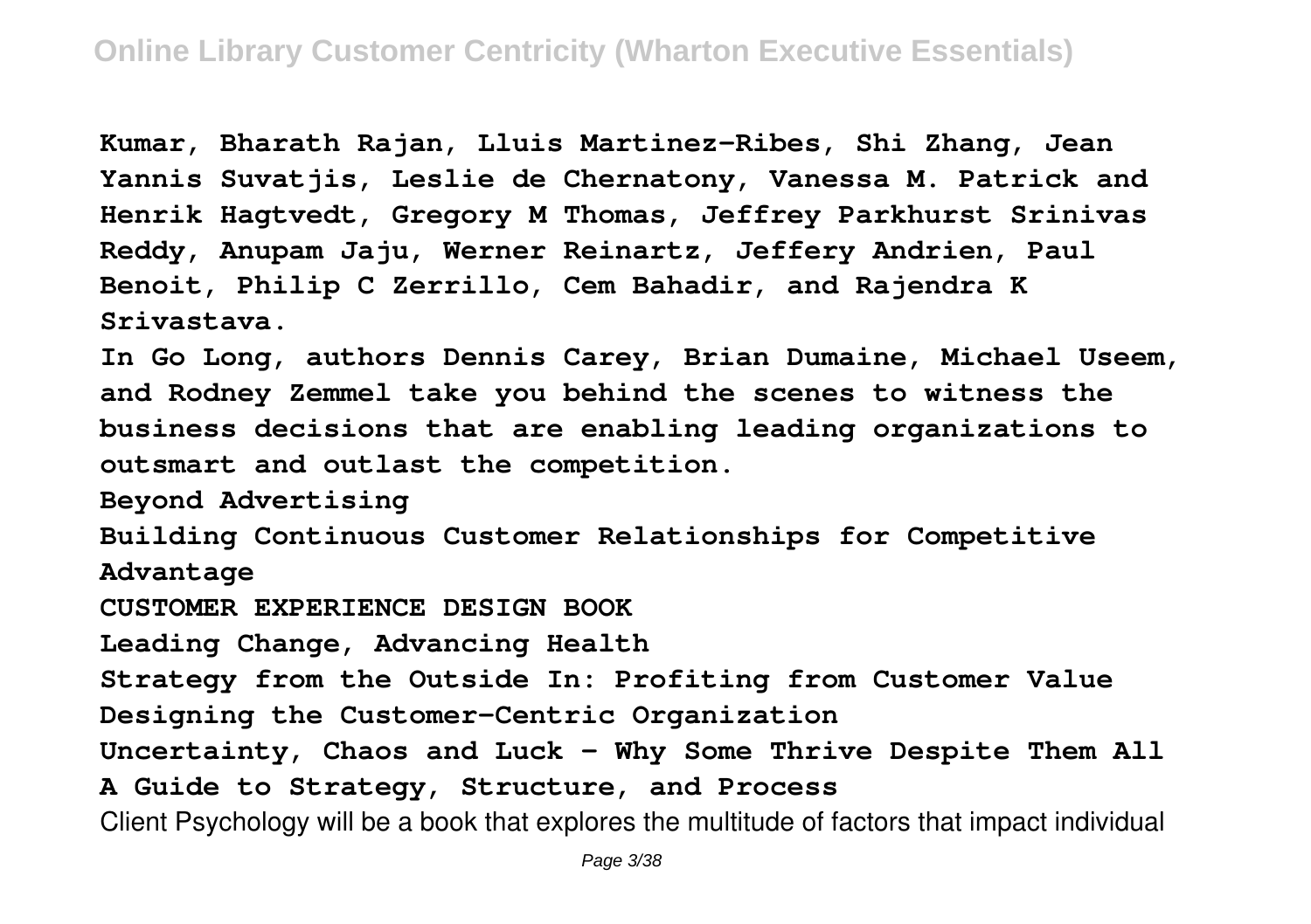**Kumar, Bharath Rajan, Lluis Martinez-Ribes, Shi Zhang, Jean Yannis Suvatjis, Leslie de Chernatony, Vanessa M. Patrick and Henrik Hagtvedt, Gregory M Thomas, Jeffrey Parkhurst Srinivas Reddy, Anupam Jaju, Werner Reinartz, Jeffery Andrien, Paul Benoit, Philip C Zerrillo, Cem Bahadir, and Rajendra K Srivastava.**

**In Go Long, authors Dennis Carey, Brian Dumaine, Michael Useem, and Rodney Zemmel take you behind the scenes to witness the business decisions that are enabling leading organizations to outsmart and outlast the competition.**

**Beyond Advertising**

**Building Continuous Customer Relationships for Competitive Advantage**

**CUSTOMER EXPERIENCE DESIGN BOOK**

**Leading Change, Advancing Health**

**Strategy from the Outside In: Profiting from Customer Value**

**Designing the Customer-Centric Organization**

**Uncertainty, Chaos and Luck - Why Some Thrive Despite Them All**

**A Guide to Strategy, Structure, and Process**

Client Psychology will be a book that explores the multitude of factors that impact individual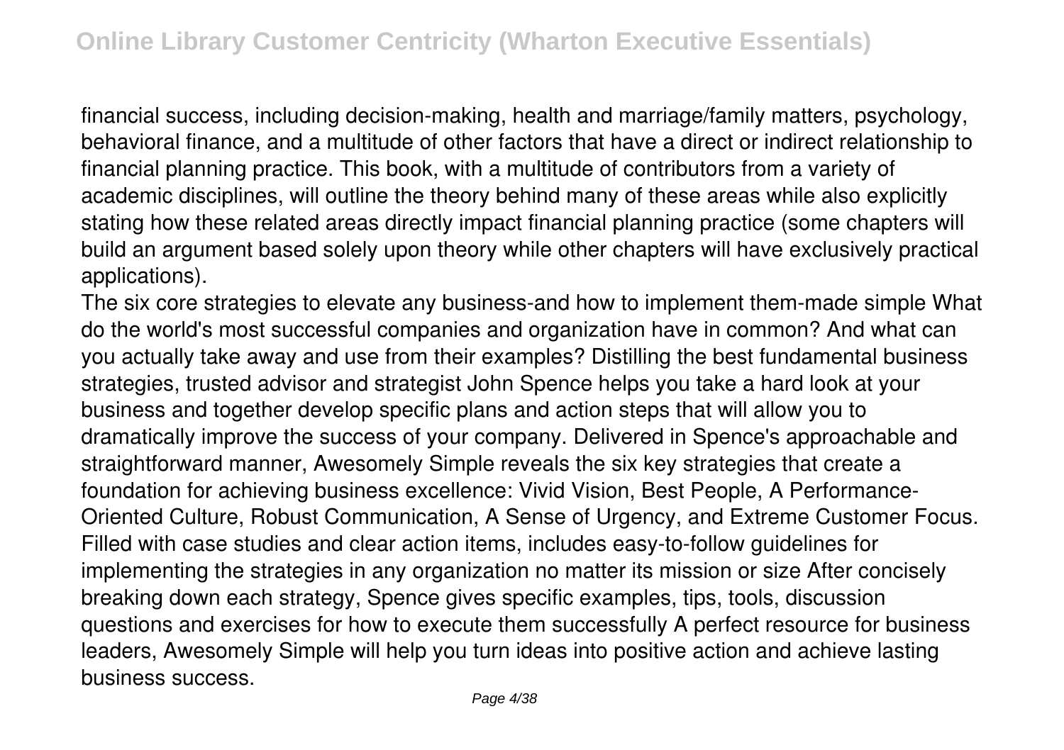financial success, including decision-making, health and marriage/family matters, psychology, behavioral finance, and a multitude of other factors that have a direct or indirect relationship to financial planning practice. This book, with a multitude of contributors from a variety of academic disciplines, will outline the theory behind many of these areas while also explicitly stating how these related areas directly impact financial planning practice (some chapters will build an argument based solely upon theory while other chapters will have exclusively practical applications).

The six core strategies to elevate any business-and how to implement them-made simple What do the world's most successful companies and organization have in common? And what can you actually take away and use from their examples? Distilling the best fundamental business strategies, trusted advisor and strategist John Spence helps you take a hard look at your business and together develop specific plans and action steps that will allow you to dramatically improve the success of your company. Delivered in Spence's approachable and straightforward manner, Awesomely Simple reveals the six key strategies that create a foundation for achieving business excellence: Vivid Vision, Best People, A Performance-Oriented Culture, Robust Communication, A Sense of Urgency, and Extreme Customer Focus. Filled with case studies and clear action items, includes easy-to-follow guidelines for implementing the strategies in any organization no matter its mission or size After concisely breaking down each strategy, Spence gives specific examples, tips, tools, discussion questions and exercises for how to execute them successfully A perfect resource for business leaders, Awesomely Simple will help you turn ideas into positive action and achieve lasting business success.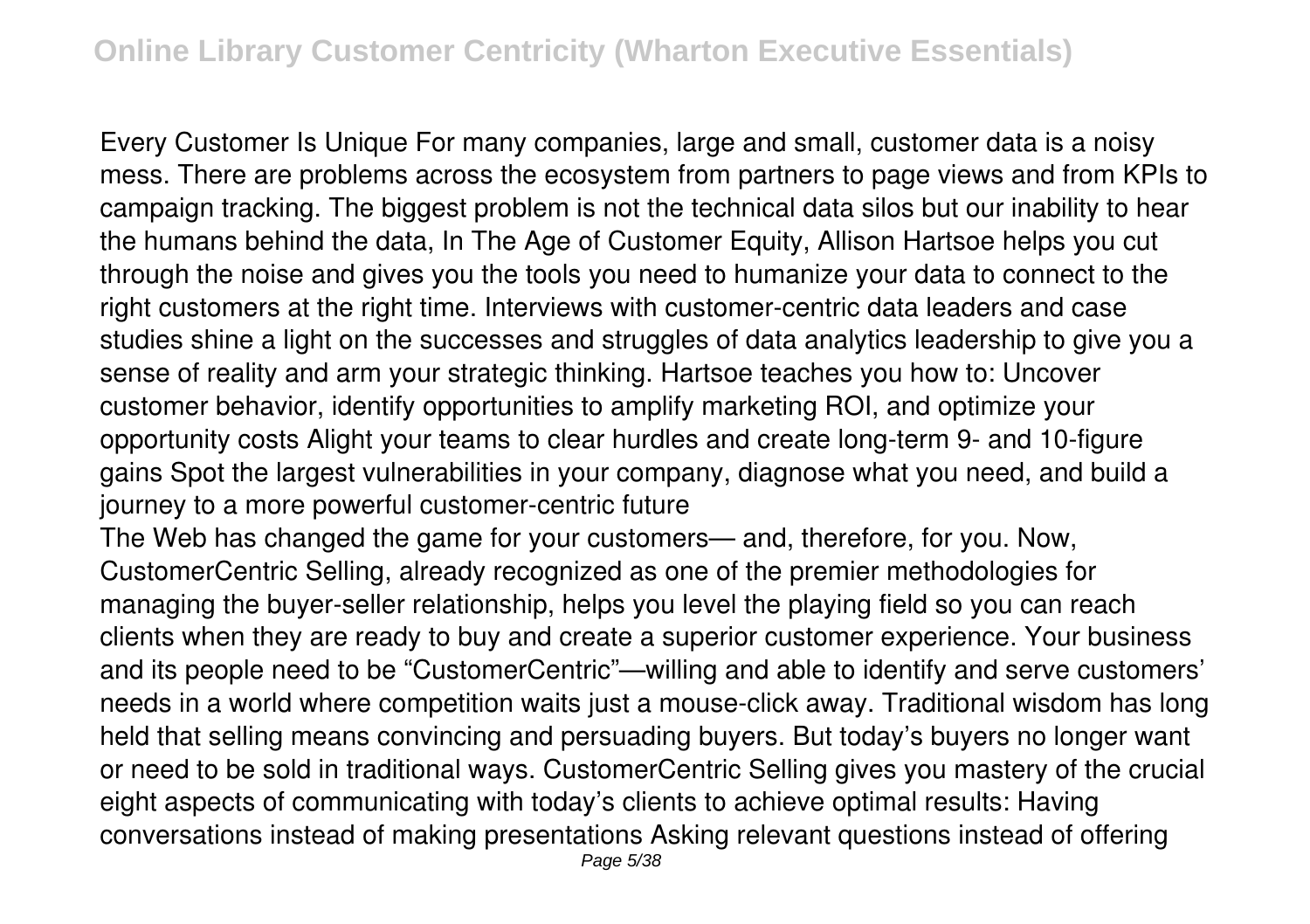Every Customer Is Unique For many companies, large and small, customer data is a noisy mess. There are problems across the ecosystem from partners to page views and from KPIs to campaign tracking. The biggest problem is not the technical data silos but our inability to hear the humans behind the data, In The Age of Customer Equity, Allison Hartsoe helps you cut through the noise and gives you the tools you need to humanize your data to connect to the right customers at the right time. Interviews with customer-centric data leaders and case studies shine a light on the successes and struggles of data analytics leadership to give you a sense of reality and arm your strategic thinking. Hartsoe teaches you how to: Uncover customer behavior, identify opportunities to amplify marketing ROI, and optimize your opportunity costs Alight your teams to clear hurdles and create long-term 9- and 10-figure gains Spot the largest vulnerabilities in your company, diagnose what you need, and build a journey to a more powerful customer-centric future

The Web has changed the game for your customers— and, therefore, for you. Now, CustomerCentric Selling, already recognized as one of the premier methodologies for managing the buyer-seller relationship, helps you level the playing field so you can reach clients when they are ready to buy and create a superior customer experience. Your business and its people need to be "CustomerCentric"—willing and able to identify and serve customers' needs in a world where competition waits just a mouse-click away. Traditional wisdom has long held that selling means convincing and persuading buyers. But today's buyers no longer want or need to be sold in traditional ways. CustomerCentric Selling gives you mastery of the crucial eight aspects of communicating with today's clients to achieve optimal results: Having conversations instead of making presentations Asking relevant questions instead of offering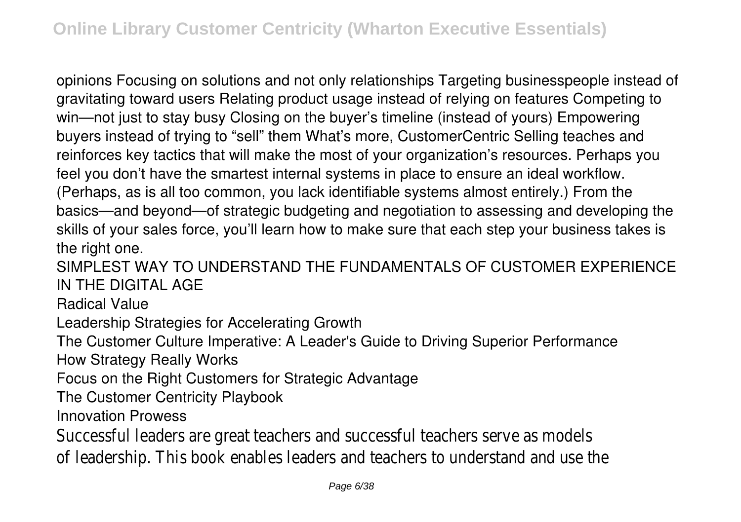opinions Focusing on solutions and not only relationships Targeting businesspeople instead of gravitating toward users Relating product usage instead of relying on features Competing to win—not just to stay busy Closing on the buyer's timeline (instead of yours) Empowering buyers instead of trying to "sell" them What's more, CustomerCentric Selling teaches and reinforces key tactics that will make the most of your organization's resources. Perhaps you feel you don't have the smartest internal systems in place to ensure an ideal workflow. (Perhaps, as is all too common, you lack identifiable systems almost entirely.) From the basics—and beyond—of strategic budgeting and negotiation to assessing and developing the skills of your sales force, you'll learn how to make sure that each step your business takes is the right one.

SIMPLEST WAY TO UNDERSTAND THE FUNDAMENTALS OF CUSTOMER EXPERIENCE IN THE DIGITAL AGE

Radical Value

Leadership Strategies for Accelerating Growth

The Customer Culture Imperative: A Leader's Guide to Driving Superior Performance

How Strategy Really Works

Focus on the Right Customers for Strategic Advantage

The Customer Centricity Playbook

Innovation Prowess

Successful leaders are great teachers and successful teachers serve as models of leadership. This book enables leaders and teachers to understand and use the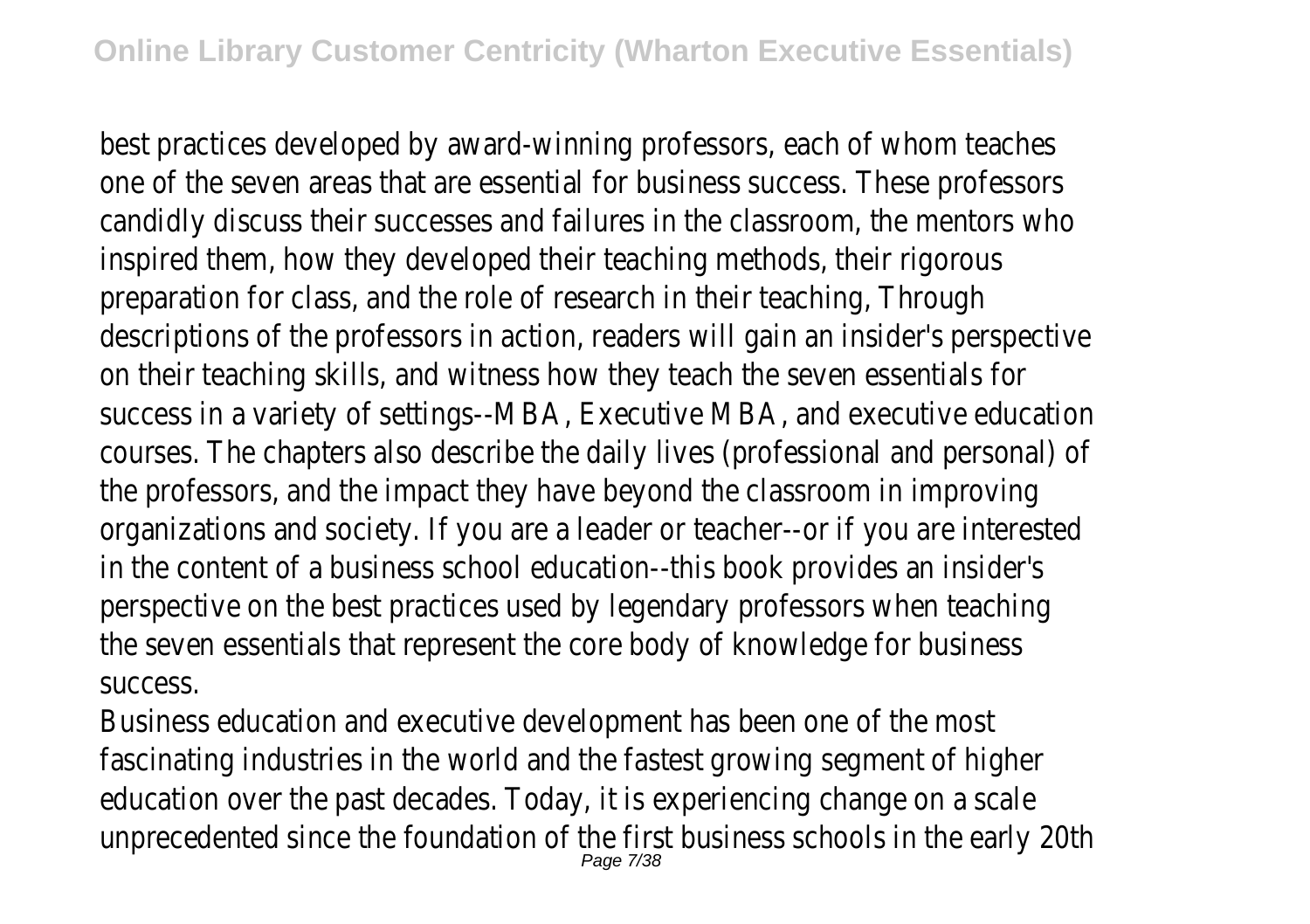best practices developed by award-winning professors, each of whom teaches one of the seven areas that are essential for business success. These professors candidly discuss their successes and failures in the classroom, the mentors who inspired them, how they developed their teaching methods, their rigorous preparation for class, and the role of research in their teaching, Through descriptions of the professors in action, readers will gain an insider's perspective on their teaching skills, and witness how they teach the seven essentials for success in a variety of settings--MBA, Executive MBA, and executive education courses. The chapters also describe the daily lives (professional and personal) of the professors, and the impact they have beyond the classroom in improving organizations and society. If you are a leader or teacher--or if you are interested in the content of a business school education--this book provides an insider's perspective on the best practices used by legendary professors when teaching the seven essentials that represent the core body of knowledge for business success.

Business education and executive development has been one of the most fascinating industries in the world and the fastest growing segment of higher education over the past decades. Today, it is experiencing change on a scale unprecedented since the foundation of the first business schools in the early 20th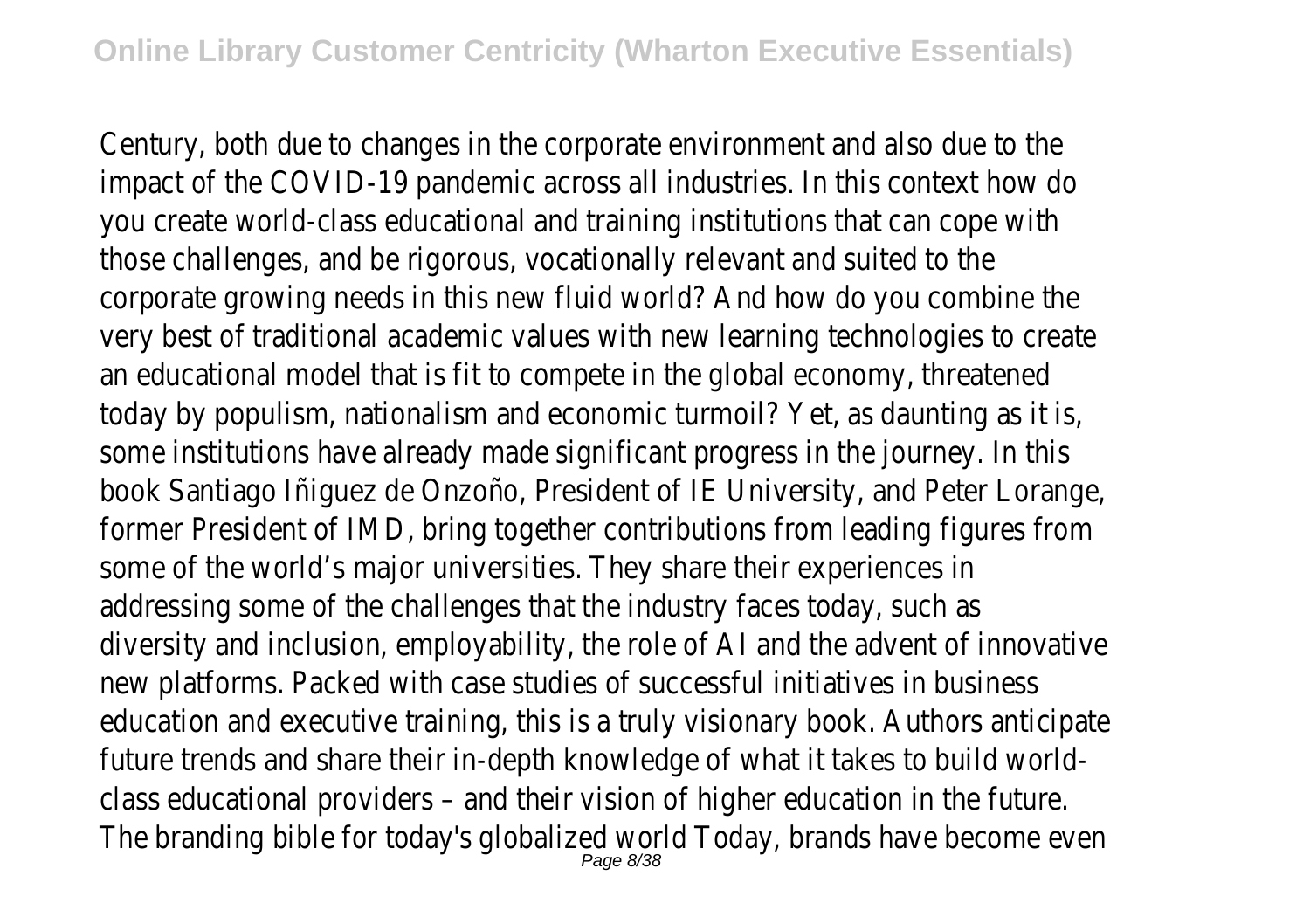Century, both due to changes in the corporate environment and also due to the impact of the COVID-19 pandemic across all industries. In this context how do you create world-class educational and training institutions that can cope with those challenges, and be rigorous, vocationally relevant and suited to the corporate growing needs in this new fluid world? And how do you combine the very best of traditional academic values with new learning technologies to create an educational model that is fit to compete in the global economy, threatened today by populism, nationalism and economic turmoil? Yet, as daunting as it is, some institutions have already made significant progress in the journey. In this book Santiago Iñiguez de Onzoño, President of IE University, and Peter Lorange, former President of IMD, bring together contributions from leading figures from some of the world's major universities. They share their experiences in addressing some of the challenges that the industry faces today, such as diversity and inclusion, employability, the role of AI and the advent of innovative new platforms. Packed with case studies of successful initiatives in business education and executive training, this is a truly visionary book. Authors anticipate future trends and share their in-depth knowledge of what it takes to build world-class educational providers – and their vision of higher education in the future.

The branding bible for today's globalized world Today, brands have become even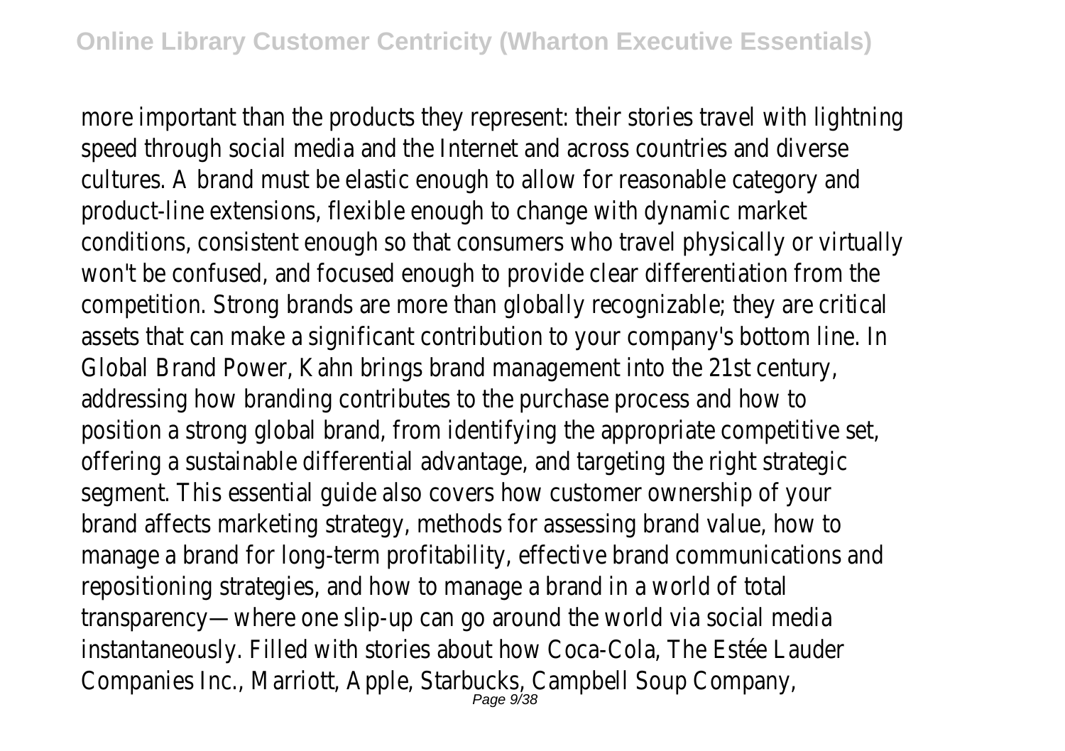more important than the products they represent: their stories travel with lightning speed through social media and the Internet and across countries and diverse cultures. A brand must be elastic enough to allow for reasonable category and product-line extensions, flexible enough to change with dynamic market conditions, consistent enough so that consumers who travel physically or virtually won't be confused, and focused enough to provide clear differentiation from the competition. Strong brands are more than globally recognizable; they are critical assets that can make a significant contribution to your company's bottom line. In Global Brand Power, Kahn brings brand management into the 21st century, addressing how branding contributes to the purchase process and how to position a strong global brand, from identifying the appropriate competitive set, offering a sustainable differential advantage, and targeting the right strategic segment. This essential guide also covers how customer ownership of your brand affects marketing strategy, methods for assessing brand value, how to manage a brand for long-term profitability, effective brand communications and repositioning strategies, and how to manage a brand in a world of total transparency—where one slip-up can go around the world via social media instantaneously. Filled with stories about how Coca-Cola, The Estée Lauder Companies Inc., Marriott, Apple, Starbucks, Campbell Soup Company,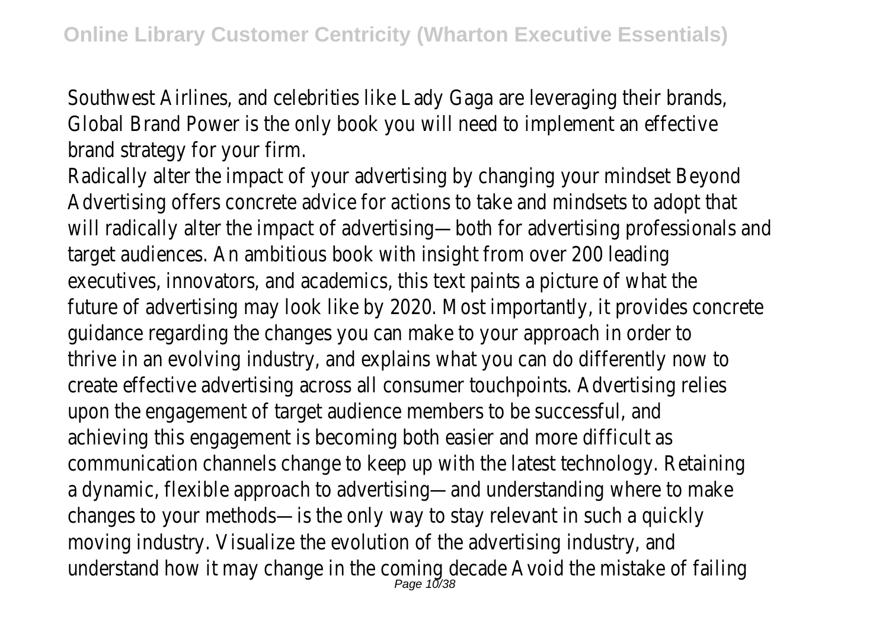Southwest Airlines, and celebrities like Lady Gaga are leveraging their brands, Global Brand Power is the only book you will need to implement an effective brand strategy for your firm.

Radically alter the impact of your advertising by changing your mindset Beyond Advertising offers concrete advice for actions to take and mindsets to adopt that will radically alter the impact of advertising—both for advertising professionals and target audiences. An ambitious book with insight from over 200 leading executives, innovators, and academics, this text paints a picture of what the future of advertising may look like by 2020. Most importantly, it provides concrete guidance regarding the changes you can make to your approach in order to thrive in an evolving industry, and explains what you can do differently now to create effective advertising across all consumer touchpoints. Advertising relies upon the engagement of target audience members to be successful, and achieving this engagement is becoming both easier and more difficult as communication channels change to keep up with the latest technology. Retaining a dynamic, flexible approach to advertising—and understanding where to make changes to your methods—is the only way to stay relevant in such a quickly moving industry. Visualize the evolution of the advertising industry, and understand how it may change in the coming decade Avoid the mistake of failing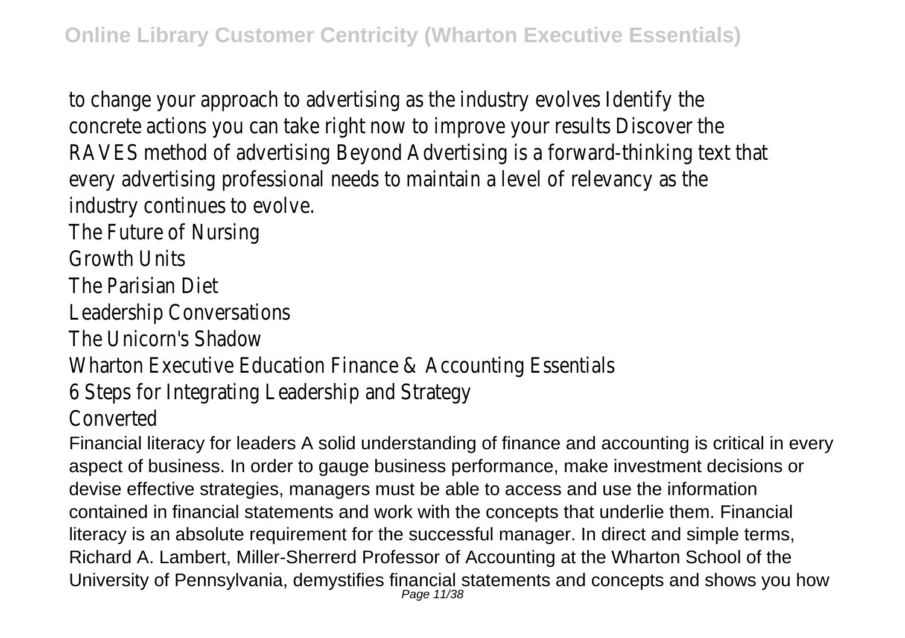to change your approach to advertising as the industry evolves Identify the concrete actions you can take right now to improve your results Discover the RAVES method of advertising Beyond Advertising is a forward-thinking text that every advertising professional needs to maintain a level of relevancy as the industry continues to evolve.

The Future of Nursing

Growth Units

The Parisian Diet

Leadership Conversations

The Unicorn's Shadow

Wharton Executive Education Finance & Accounting Essentials

6 Steps for Integrating Leadership and Strategy

Converted

Financial literacy for leaders A solid understanding of finance and accounting is critical in every aspect of business. In order to gauge business performance, make investment decisions or devise effective strategies, managers must be able to access and use the information contained in financial statements and work with the concepts that underlie them. Financial literacy is an absolute requirement for the successful manager. In direct and simple terms, Richard A. Lambert, Miller-Sherrerd Professor of Accounting at the Wharton School of the University of Pennsylvania, demystifies financial statements and concepts and shows you how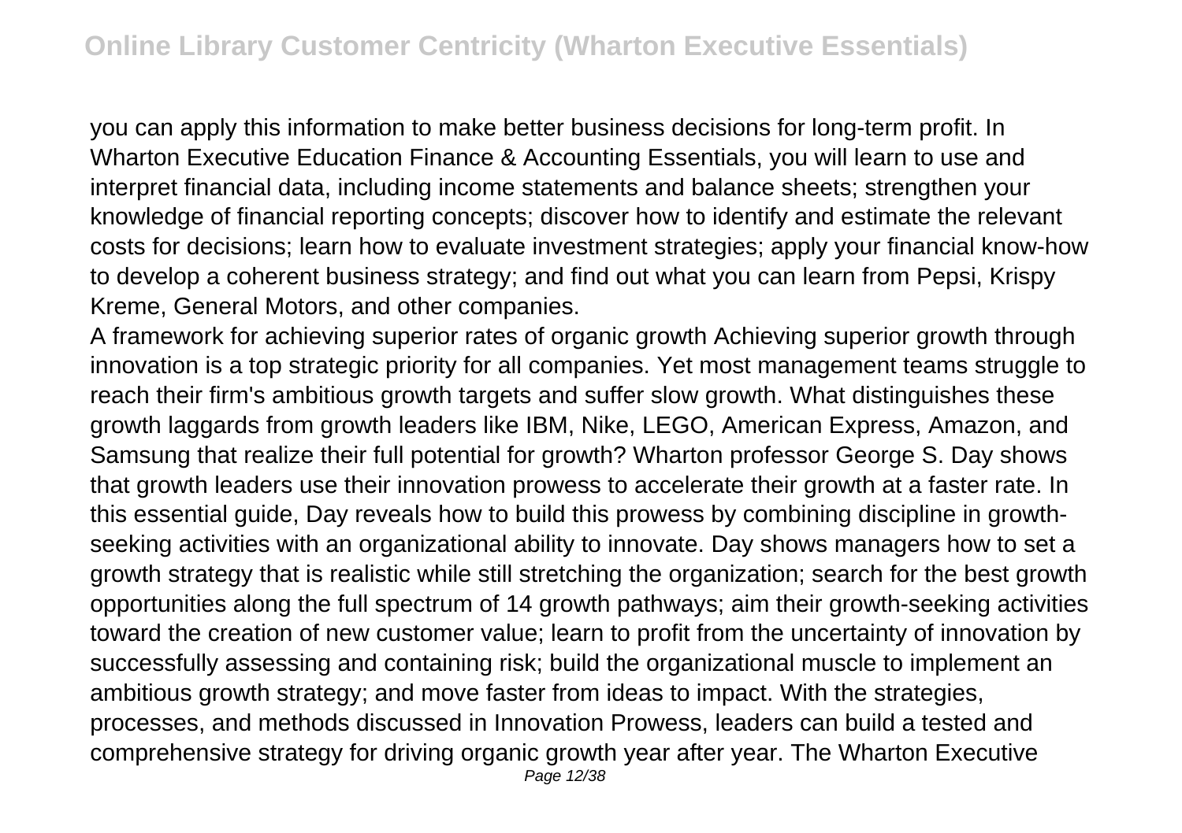you can apply this information to make better business decisions for long-term profit. In Wharton Executive Education Finance & Accounting Essentials, you will learn to use and interpret financial data, including income statements and balance sheets; strengthen your knowledge of financial reporting concepts; discover how to identify and estimate the relevant costs for decisions; learn how to evaluate investment strategies; apply your financial know-how to develop a coherent business strategy; and find out what you can learn from Pepsi, Krispy Kreme, General Motors, and other companies.

A framework for achieving superior rates of organic growth Achieving superior growth through innovation is a top strategic priority for all companies. Yet most management teams struggle to reach their firm's ambitious growth targets and suffer slow growth. What distinguishes these growth laggards from growth leaders like IBM, Nike, LEGO, American Express, Amazon, and Samsung that realize their full potential for growth? Wharton professor George S. Day shows that growth leaders use their innovation prowess to accelerate their growth at a faster rate. In this essential guide, Day reveals how to build this prowess by combining discipline in growth-seeking activities with an organizational ability to innovate. Day shows managers how to set a growth strategy that is realistic while still stretching the organization; search for the best growth opportunities along the full spectrum of 14 growth pathways; aim their growth-seeking activities toward the creation of new customer value; learn to profit from the uncertainty of innovation by successfully assessing and containing risk; build the organizational muscle to implement an ambitious growth strategy; and move faster from ideas to impact. With the strategies, processes, and methods discussed in Innovation Prowess, leaders can build a tested and comprehensive strategy for driving organic growth year after year. The Wharton Executive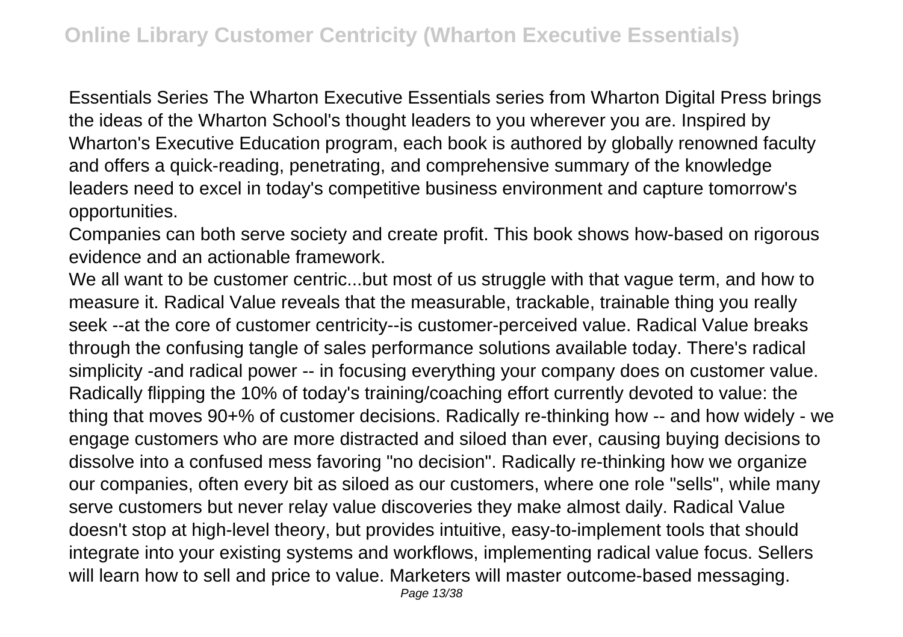Essentials Series The Wharton Executive Essentials series from Wharton Digital Press brings the ideas of the Wharton School's thought leaders to you wherever you are. Inspired by Wharton's Executive Education program, each book is authored by globally renowned faculty and offers a quick-reading, penetrating, and comprehensive summary of the knowledge leaders need to excel in today's competitive business environment and capture tomorrow's opportunities.

Companies can both serve society and create profit. This book shows how-based on rigorous evidence and an actionable framework.

We all want to be customer centric...but most of us struggle with that vague term, and how to measure it. Radical Value reveals that the measurable, trackable, trainable thing you really seek --at the core of customer centricity--is customer-perceived value. Radical Value breaks through the confusing tangle of sales performance solutions available today. There's radical simplicity -and radical power -- in focusing everything your company does on customer value. Radically flipping the 10% of today's training/coaching effort currently devoted to value: the thing that moves 90+% of customer decisions. Radically re-thinking how -- and how widely - we engage customers who are more distracted and siloed than ever, causing buying decisions to dissolve into a confused mess favoring "no decision". Radically re-thinking how we organize our companies, often every bit as siloed as our customers, where one role "sells", while many serve customers but never relay value discoveries they make almost daily. Radical Value doesn't stop at high-level theory, but provides intuitive, easy-to-implement tools that should integrate into your existing systems and workflows, implementing radical value focus. Sellers will learn how to sell and price to value. Marketers will master outcome-based messaging.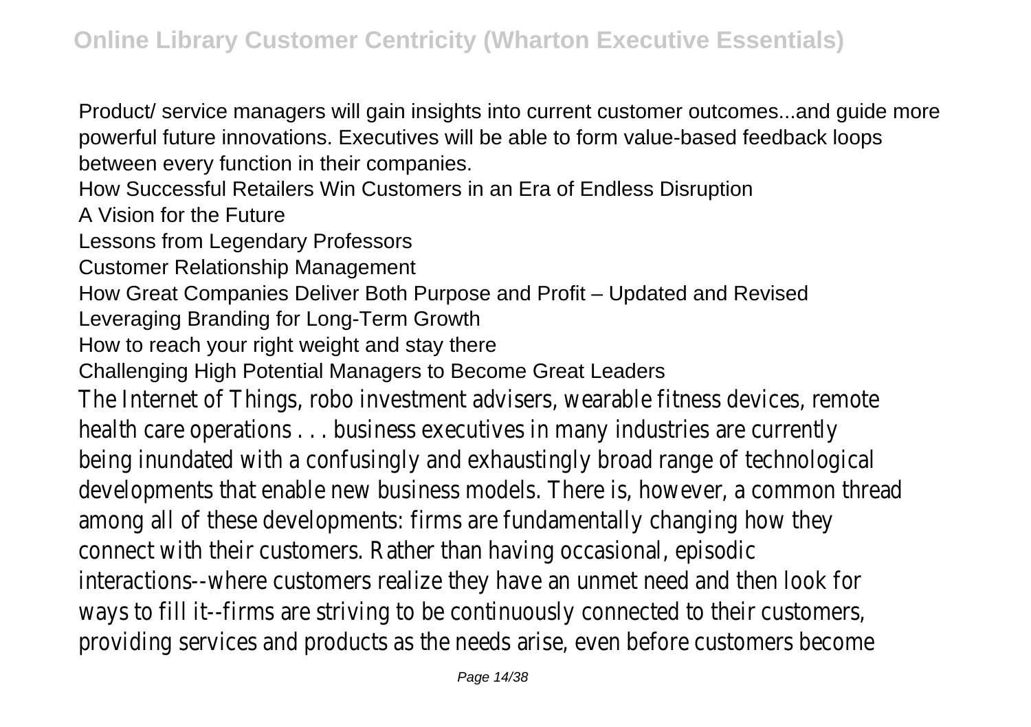Product/ service managers will gain insights into current customer outcomes...and guide more powerful future innovations. Executives will be able to form value-based feedback loops between every function in their companies.

How Successful Retailers Win Customers in an Era of Endless Disruption

A Vision for the Future

Lessons from Legendary Professors

Customer Relationship Management

How Great Companies Deliver Both Purpose and Profit – Updated and Revised

Leveraging Branding for Long-Term Growth

How to reach your right weight and stay there

Challenging High Potential Managers to Become Great Leaders

The Internet of Things, robo investment advisers, wearable fitness devices, remote health care operations . . . business executives in many industries are currently being inundated with a confusingly and exhaustingly broad range of technological developments that enable new business models. There is, however, a common thread among all of these developments: firms are fundamentally changing how they connect with their customers. Rather than having occasional, episodic interactions--where customers realize they have an unmet need and then look for ways to fill it--firms are striving to be continuously connected to their customers, providing services and products as the needs arise, even before customers become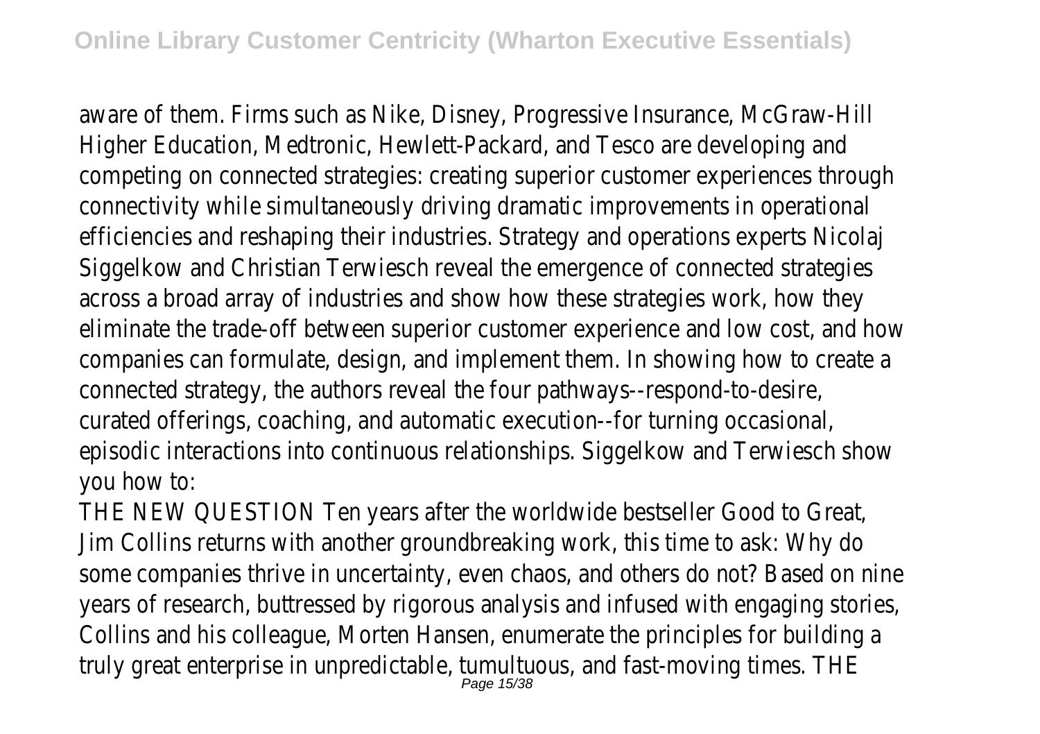aware of them. Firms such as Nike, Disney, Progressive Insurance, McGraw-Hill Higher Education, Medtronic, Hewlett-Packard, and Tesco are developing and competing on connected strategies: creating superior customer experiences through connectivity while simultaneously driving dramatic improvements in operational efficiencies and reshaping their industries. Strategy and operations experts Nicolaj Siggelkow and Christian Terwiesch reveal the emergence of connected strategies across a broad array of industries and show how these strategies work, how they eliminate the trade-off between superior customer experience and low cost, and how companies can formulate, design, and implement them. In showing how to create a connected strategy, the authors reveal the four pathways--respond-to-desire, curated offerings, coaching, and automatic execution--for turning occasional, episodic interactions into continuous relationships. Siggelkow and Terwiesch show you how to:

THE NEW QUESTION Ten years after the worldwide bestseller Good to Great, Jim Collins returns with another groundbreaking work, this time to ask: Why do some companies thrive in uncertainty, even chaos, and others do not? Based on nine years of research, buttressed by rigorous analysis and infused with engaging stories, Collins and his colleague, Morten Hansen, enumerate the principles for building a truly great enterprise in unpredictable, tumultuous, and fast-moving times. THE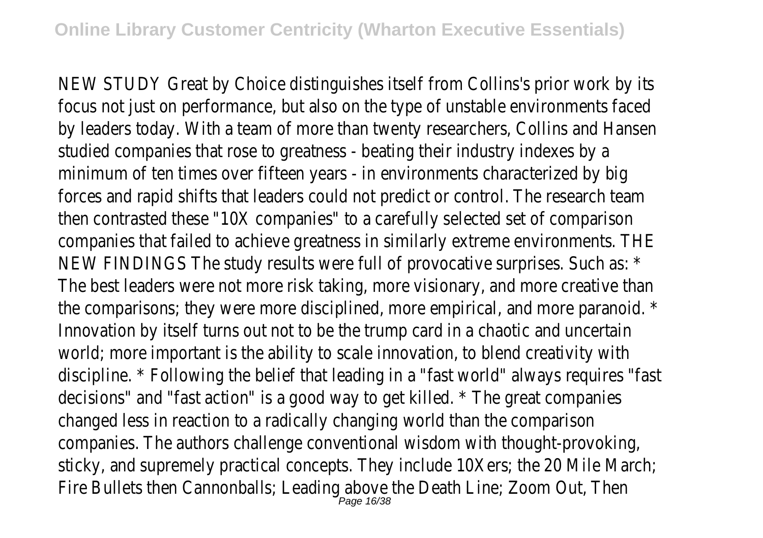NEW STUDY Great by Choice distinguishes itself from Collins's prior work by its focus not just on performance, but also on the type of unstable environments faced by leaders today. With a team of more than twenty researchers, Collins and Hansen studied companies that rose to greatness - beating their industry indexes by a minimum of ten times over fifteen years - in environments characterized by big forces and rapid shifts that leaders could not predict or control. The research team then contrasted these "10X companies" to a carefully selected set of comparison companies that failed to achieve greatness in similarly extreme environments. THE NEW FINDINGS The study results were full of provocative surprises. Such as: * The best leaders were not more risk taking, more visionary, and more creative than the comparisons; they were more disciplined, more empirical, and more paranoid. * Innovation by itself turns out not to be the trump card in a chaotic and uncertain world; more important is the ability to scale innovation, to blend creativity with discipline. * Following the belief that leading in a "fast world" always requires "fast decisions" and "fast action" is a good way to get killed. * The great companies changed less in reaction to a radically changing world than the comparison companies. The authors challenge conventional wisdom with thought-provoking, sticky, and supremely practical concepts. They include 10Xers; the 20 Mile March; Fire Bullets then Cannonballs; Leading above the Death Line; Zoom Out, Then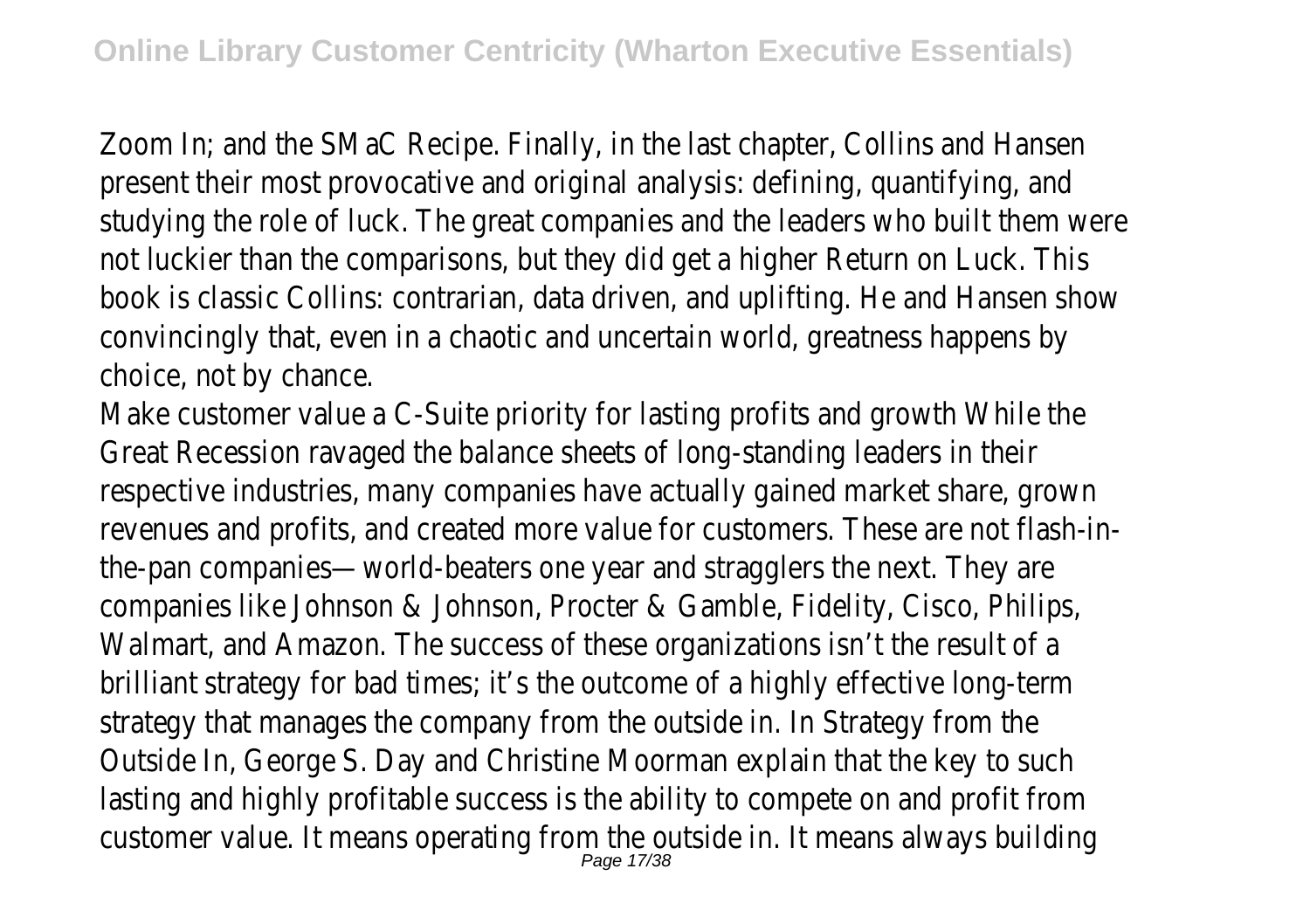Zoom In; and the SMaC Recipe. Finally, in the last chapter, Collins and Hansen present their most provocative and original analysis: defining, quantifying, and studying the role of luck. The great companies and the leaders who built them were not luckier than the comparisons, but they did get a higher Return on Luck. This book is classic Collins: contrarian, data driven, and uplifting. He and Hansen show convincingly that, even in a chaotic and uncertain world, greatness happens by choice, not by chance.

Make customer value a C-Suite priority for lasting profits and growth While the Great Recession ravaged the balance sheets of long-standing leaders in their respective industries, many companies have actually gained market share, grown revenues and profits, and created more value for customers. These are not flash-in-the-pan companies—world-beaters one year and stragglers the next. They are companies like Johnson & Johnson, Procter & Gamble, Fidelity, Cisco, Philips, Walmart, and Amazon. The success of these organizations isn't the result of a brilliant strategy for bad times; it's the outcome of a highly effective long-term strategy that manages the company from the outside in. In Strategy from the Outside In, George S. Day and Christine Moorman explain that the key to such lasting and highly profitable success is the ability to compete on and profit from customer value. It means operating from the outside in. It means always building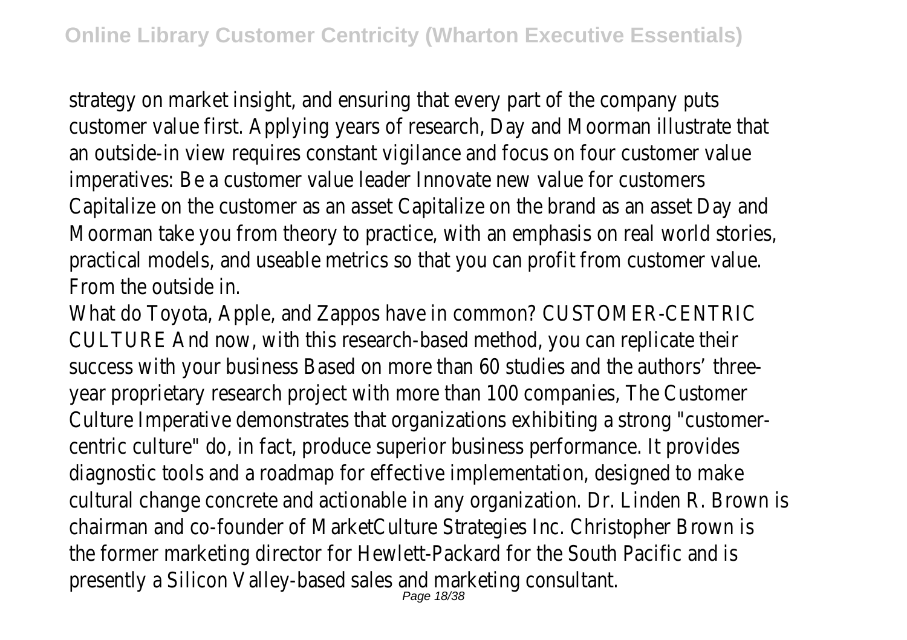strategy on market insight, and ensuring that every part of the company puts customer value first. Applying years of research, Day and Moorman illustrate that an outside-in view requires constant vigilance and focus on four customer value imperatives: Be a customer value leader Innovate new value for customers Capitalize on the customer as an asset Capitalize on the brand as an asset Day and Moorman take you from theory to practice, with an emphasis on real world stories, practical models, and useable metrics so that you can profit from customer value. From the outside in.

What do Toyota, Apple, and Zappos have in common? CUSTOMER-CENTRIC CULTURE And now, with this research-based method, you can replicate their success with your business Based on more than 60 studies and the authors' three-year proprietary research project with more than 100 companies, The Customer Culture Imperative demonstrates that organizations exhibiting a strong "customer-centric culture" do, in fact, produce superior business performance. It provides diagnostic tools and a roadmap for effective implementation, designed to make cultural change concrete and actionable in any organization. Dr. Linden R. Brown is chairman and co-founder of MarketCulture Strategies Inc. Christopher Brown is the former marketing director for Hewlett-Packard for the South Pacific and is presently a Silicon Valley-based sales and marketing consultant.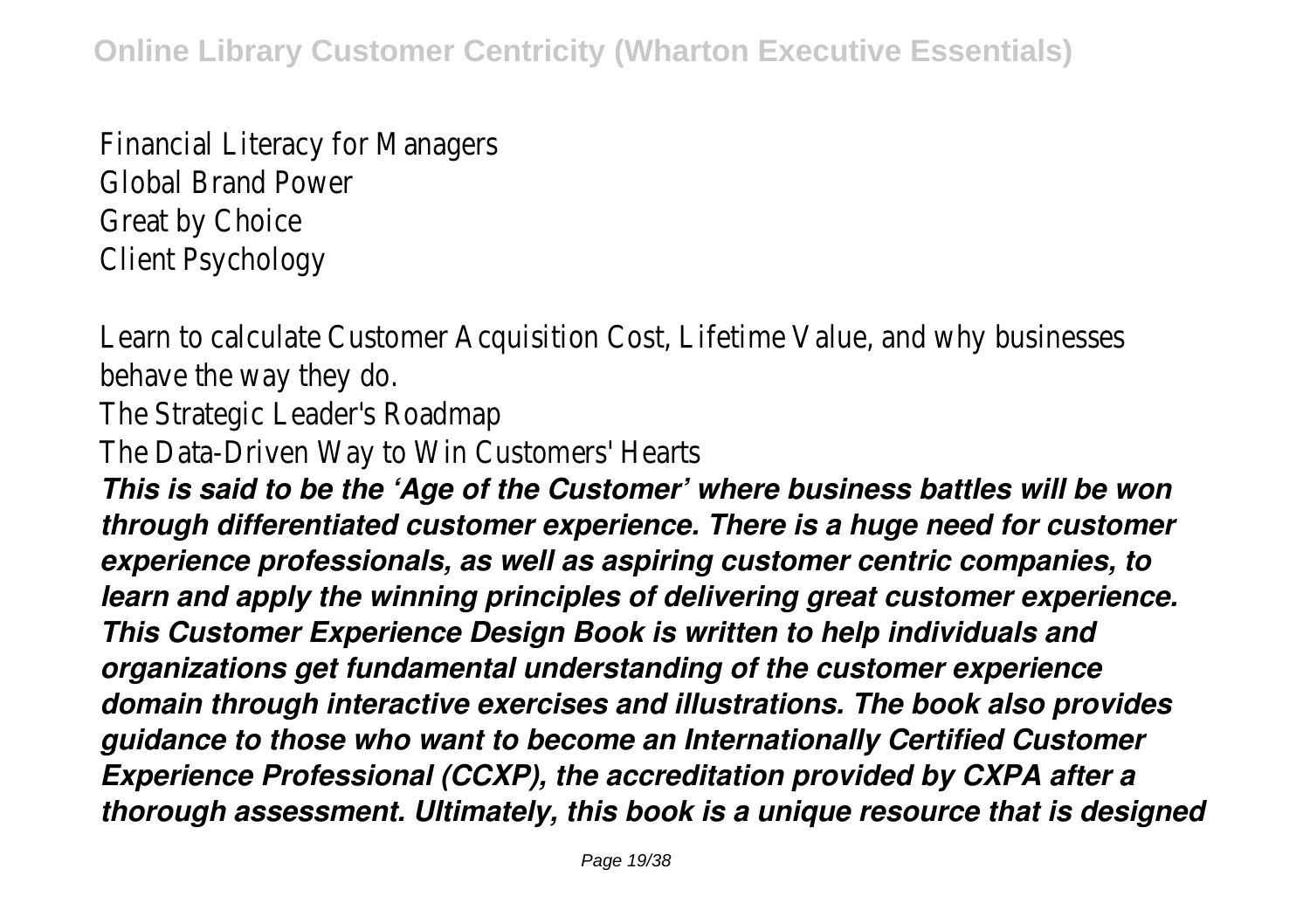Financial Literacy for Managers
Global Brand Power
Great by Choice
Client Psychology

Learn to calculate Customer Acquisition Cost, Lifetime Value, and why businesses behave the way they do.

The Strategic Leader's Roadmap

The Data-Driven Way to Win Customers' Hearts

***This is said to be the 'Age of the Customer' where business battles will be won through differentiated customer experience. There is a huge need for customer experience professionals, as well as aspiring customer centric companies, to learn and apply the winning principles of delivering great customer experience. This Customer Experience Design Book is written to help individuals and organizations get fundamental understanding of the customer experience domain through interactive exercises and illustrations. The book also provides guidance to those who want to become an Internationally Certified Customer Experience Professional (CCXP), the accreditation provided by CXPA after a thorough assessment. Ultimately, this book is a unique resource that is designed***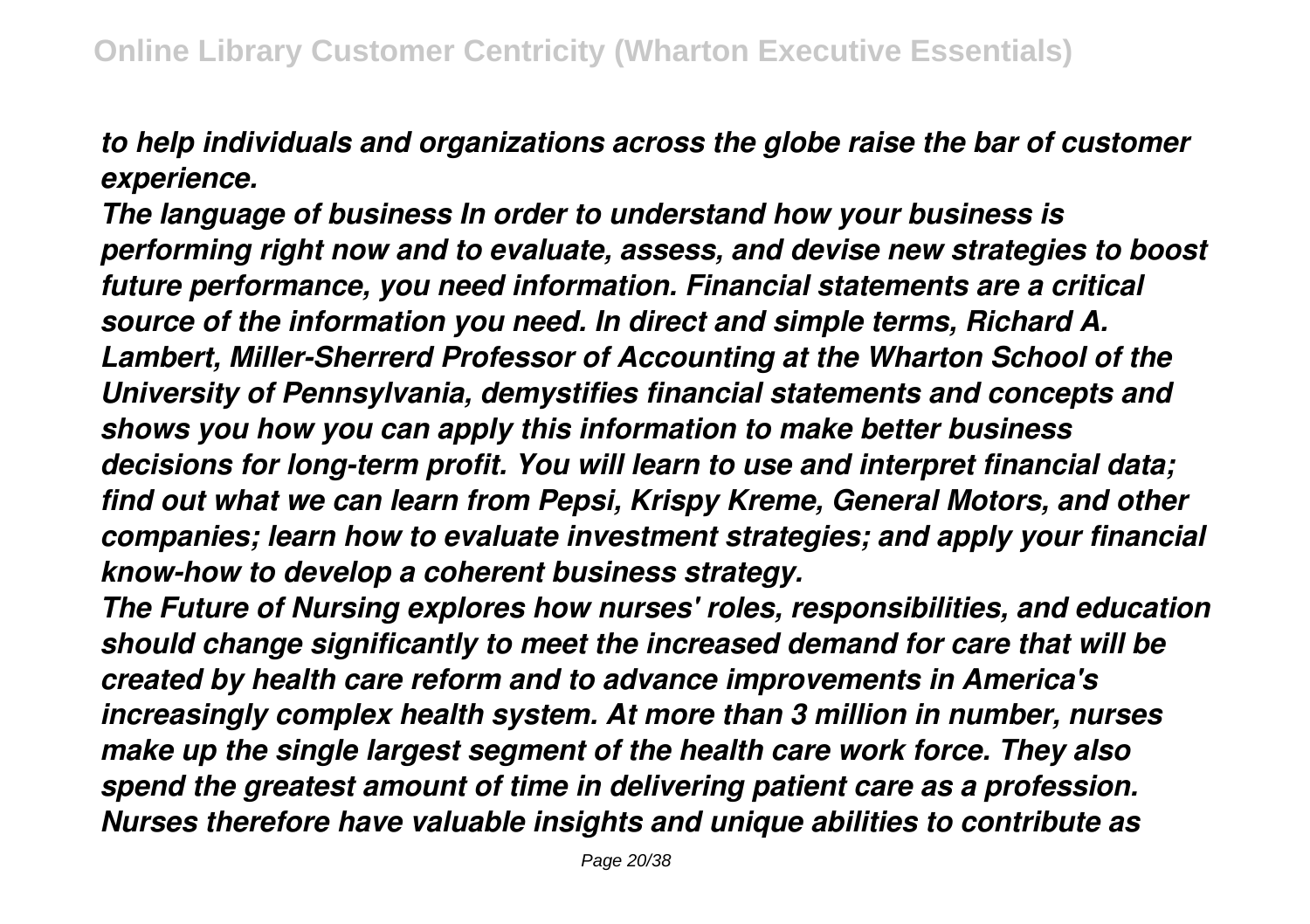*to help individuals and organizations across the globe raise the bar of customer experience.*

*The language of business In order to understand how your business is performing right now and to evaluate, assess, and devise new strategies to boost future performance, you need information. Financial statements are a critical source of the information you need. In direct and simple terms, Richard A. Lambert, Miller-Sherrerd Professor of Accounting at the Wharton School of the University of Pennsylvania, demystifies financial statements and concepts and shows you how you can apply this information to make better business decisions for long-term profit. You will learn to use and interpret financial data; find out what we can learn from Pepsi, Krispy Kreme, General Motors, and other companies; learn how to evaluate investment strategies; and apply your financial know-how to develop a coherent business strategy.*

*The Future of Nursing explores how nurses' roles, responsibilities, and education should change significantly to meet the increased demand for care that will be created by health care reform and to advance improvements in America's increasingly complex health system. At more than 3 million in number, nurses make up the single largest segment of the health care work force. They also spend the greatest amount of time in delivering patient care as a profession. Nurses therefore have valuable insights and unique abilities to contribute as*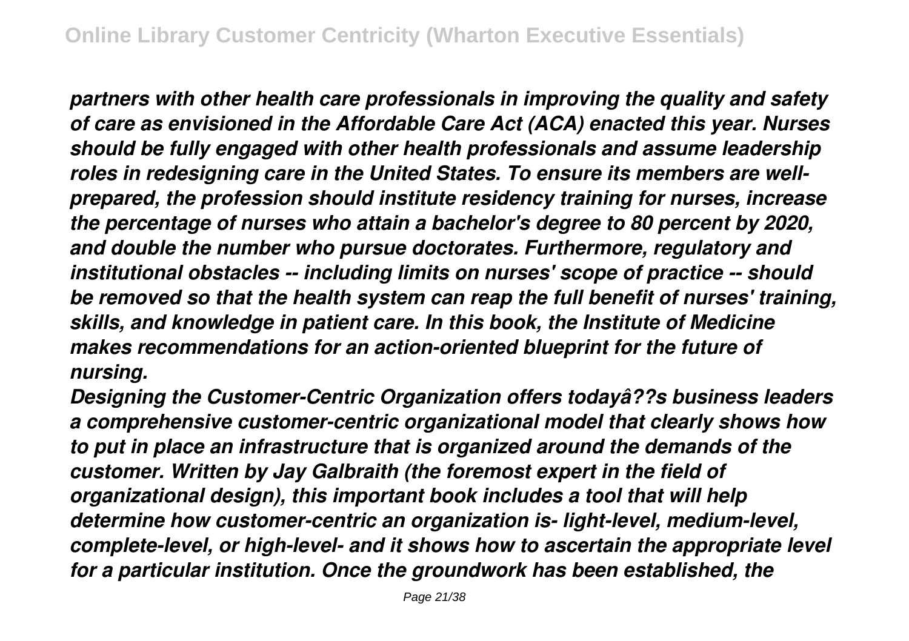*partners with other health care professionals in improving the quality and safety of care as envisioned in the Affordable Care Act (ACA) enacted this year. Nurses should be fully engaged with other health professionals and assume leadership roles in redesigning care in the United States. To ensure its members are well-prepared, the profession should institute residency training for nurses, increase the percentage of nurses who attain a bachelor's degree to 80 percent by 2020, and double the number who pursue doctorates. Furthermore, regulatory and institutional obstacles -- including limits on nurses' scope of practice -- should be removed so that the health system can reap the full benefit of nurses' training, skills, and knowledge in patient care. In this book, the Institute of Medicine makes recommendations for an action-oriented blueprint for the future of nursing.*

*Designing the Customer-Centric Organization offers todayâ??s business leaders a comprehensive customer-centric organizational model that clearly shows how to put in place an infrastructure that is organized around the demands of the customer. Written by Jay Galbraith (the foremost expert in the field of organizational design), this important book includes a tool that will help determine how customer-centric an organization is- light-level, medium-level, complete-level, or high-level- and it shows how to ascertain the appropriate level for a particular institution. Once the groundwork has been established, the*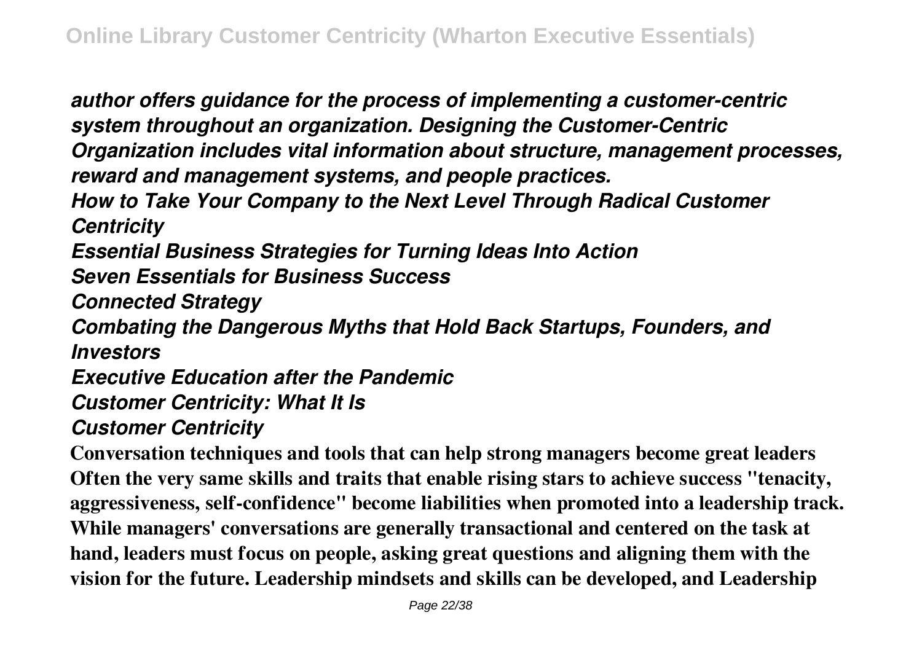***author offers guidance for the process of implementing a customer-centric system throughout an organization. Designing the Customer-Centric Organization includes vital information about structure, management processes, reward and management systems, and people practices.***

***How to Take Your Company to the Next Level Through Radical Customer Centricity***

***Essential Business Strategies for Turning Ideas Into Action***

***Seven Essentials for Business Success***

***Connected Strategy***

***Combating the Dangerous Myths that Hold Back Startups, Founders, and Investors***

***Executive Education after the Pandemic***

***Customer Centricity: What It Is***

***Customer Centricity***

**Conversation techniques and tools that can help strong managers become great leaders Often the very same skills and traits that enable rising stars to achieve success "tenacity, aggressiveness, self-confidence" become liabilities when promoted into a leadership track. While managers' conversations are generally transactional and centered on the task at hand, leaders must focus on people, asking great questions and aligning them with the vision for the future. Leadership mindsets and skills can be developed, and Leadership**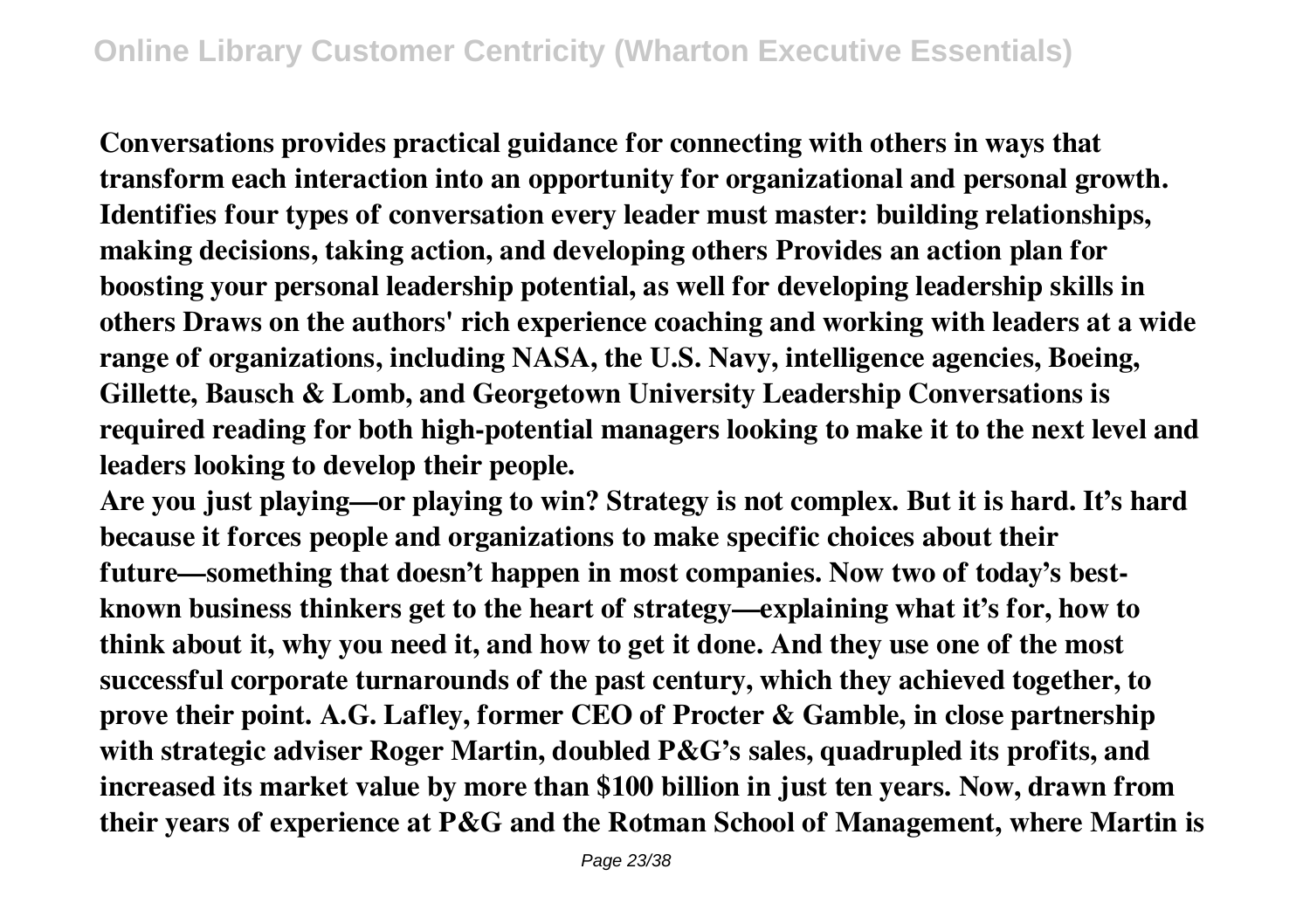**Conversations provides practical guidance for connecting with others in ways that transform each interaction into an opportunity for organizational and personal growth. Identifies four types of conversation every leader must master: building relationships, making decisions, taking action, and developing others Provides an action plan for boosting your personal leadership potential, as well for developing leadership skills in others Draws on the authors' rich experience coaching and working with leaders at a wide range of organizations, including NASA, the U.S. Navy, intelligence agencies, Boeing, Gillette, Bausch & Lomb, and Georgetown University Leadership Conversations is required reading for both high-potential managers looking to make it to the next level and leaders looking to develop their people.**

**Are you just playing—or playing to win? Strategy is not complex. But it is hard. It's hard because it forces people and organizations to make specific choices about their future—something that doesn't happen in most companies. Now two of today's best-known business thinkers get to the heart of strategy—explaining what it's for, how to think about it, why you need it, and how to get it done. And they use one of the most successful corporate turnarounds of the past century, which they achieved together, to prove their point. A.G. Lafley, former CEO of Procter & Gamble, in close partnership with strategic adviser Roger Martin, doubled P&G's sales, quadrupled its profits, and increased its market value by more than $100 billion in just ten years. Now, drawn from their years of experience at P&G and the Rotman School of Management, where Martin is**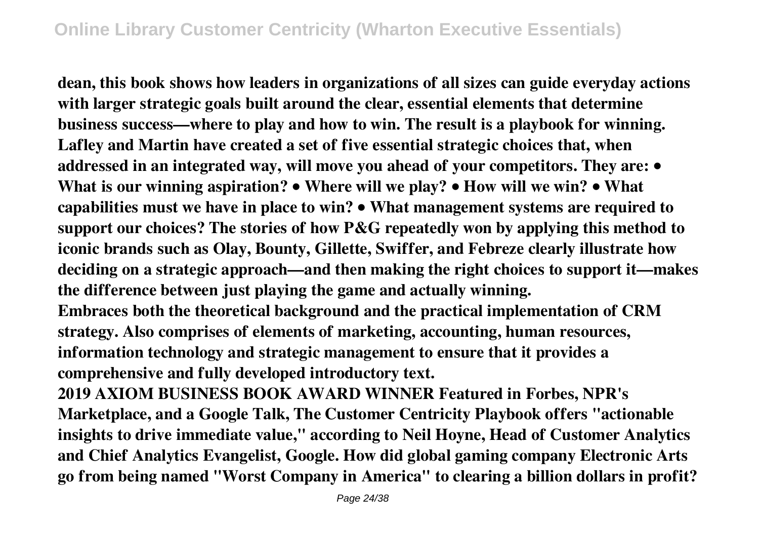**dean, this book shows how leaders in organizations of all sizes can guide everyday actions with larger strategic goals built around the clear, essential elements that determine business success—where to play and how to win. The result is a playbook for winning. Lafley and Martin have created a set of five essential strategic choices that, when addressed in an integrated way, will move you ahead of your competitors. They are: • What is our winning aspiration? • Where will we play? • How will we win? • What capabilities must we have in place to win? • What management systems are required to support our choices? The stories of how P&G repeatedly won by applying this method to iconic brands such as Olay, Bounty, Gillette, Swiffer, and Febreze clearly illustrate how deciding on a strategic approach—and then making the right choices to support it—makes the difference between just playing the game and actually winning.**

**Embraces both the theoretical background and the practical implementation of CRM strategy. Also comprises of elements of marketing, accounting, human resources, information technology and strategic management to ensure that it provides a comprehensive and fully developed introductory text.**

**2019 AXIOM BUSINESS BOOK AWARD WINNER Featured in Forbes, NPR's Marketplace, and a Google Talk, The Customer Centricity Playbook offers "actionable insights to drive immediate value," according to Neil Hoyne, Head of Customer Analytics and Chief Analytics Evangelist, Google. How did global gaming company Electronic Arts go from being named "Worst Company in America" to clearing a billion dollars in profit?**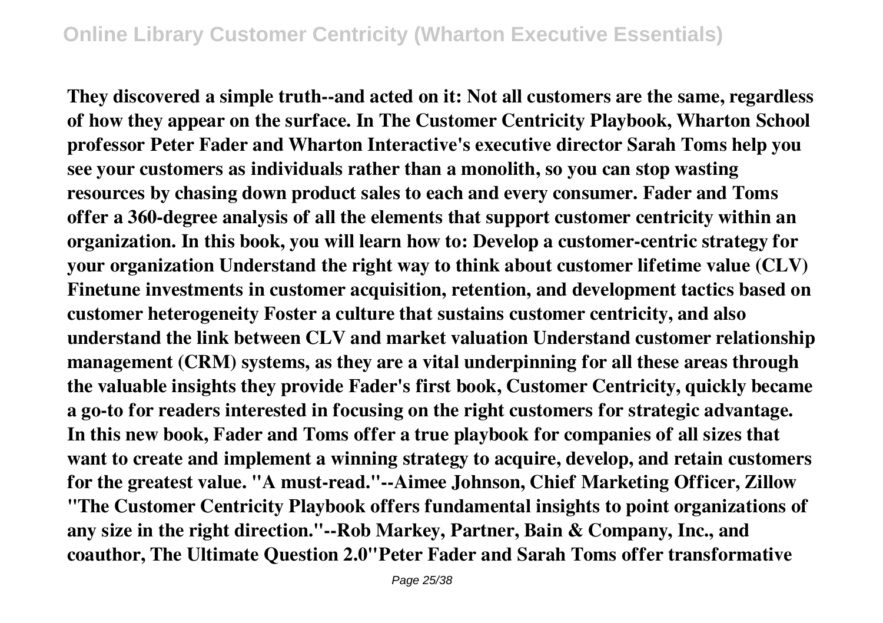They discovered a simple truth--and acted on it: Not all customers are the same, regardless of how they appear on the surface. In The Customer Centricity Playbook, Wharton School professor Peter Fader and Wharton Interactive's executive director Sarah Toms help you see your customers as individuals rather than a monolith, so you can stop wasting resources by chasing down product sales to each and every consumer. Fader and Toms offer a 360-degree analysis of all the elements that support customer centricity within an organization. In this book, you will learn how to: Develop a customer-centric strategy for your organization Understand the right way to think about customer lifetime value (CLV) Finetune investments in customer acquisition, retention, and development tactics based on customer heterogeneity Foster a culture that sustains customer centricity, and also understand the link between CLV and market valuation Understand customer relationship management (CRM) systems, as they are a vital underpinning for all these areas through the valuable insights they provide Fader's first book, Customer Centricity, quickly became a go-to for readers interested in focusing on the right customers for strategic advantage. In this new book, Fader and Toms offer a true playbook for companies of all sizes that want to create and implement a winning strategy to acquire, develop, and retain customers for the greatest value. "A must-read."--Aimee Johnson, Chief Marketing Officer, Zillow "The Customer Centricity Playbook offers fundamental insights to point organizations of any size in the right direction."--Rob Markey, Partner, Bain & Company, Inc., and coauthor, The Ultimate Question 2.0"Peter Fader and Sarah Toms offer transformative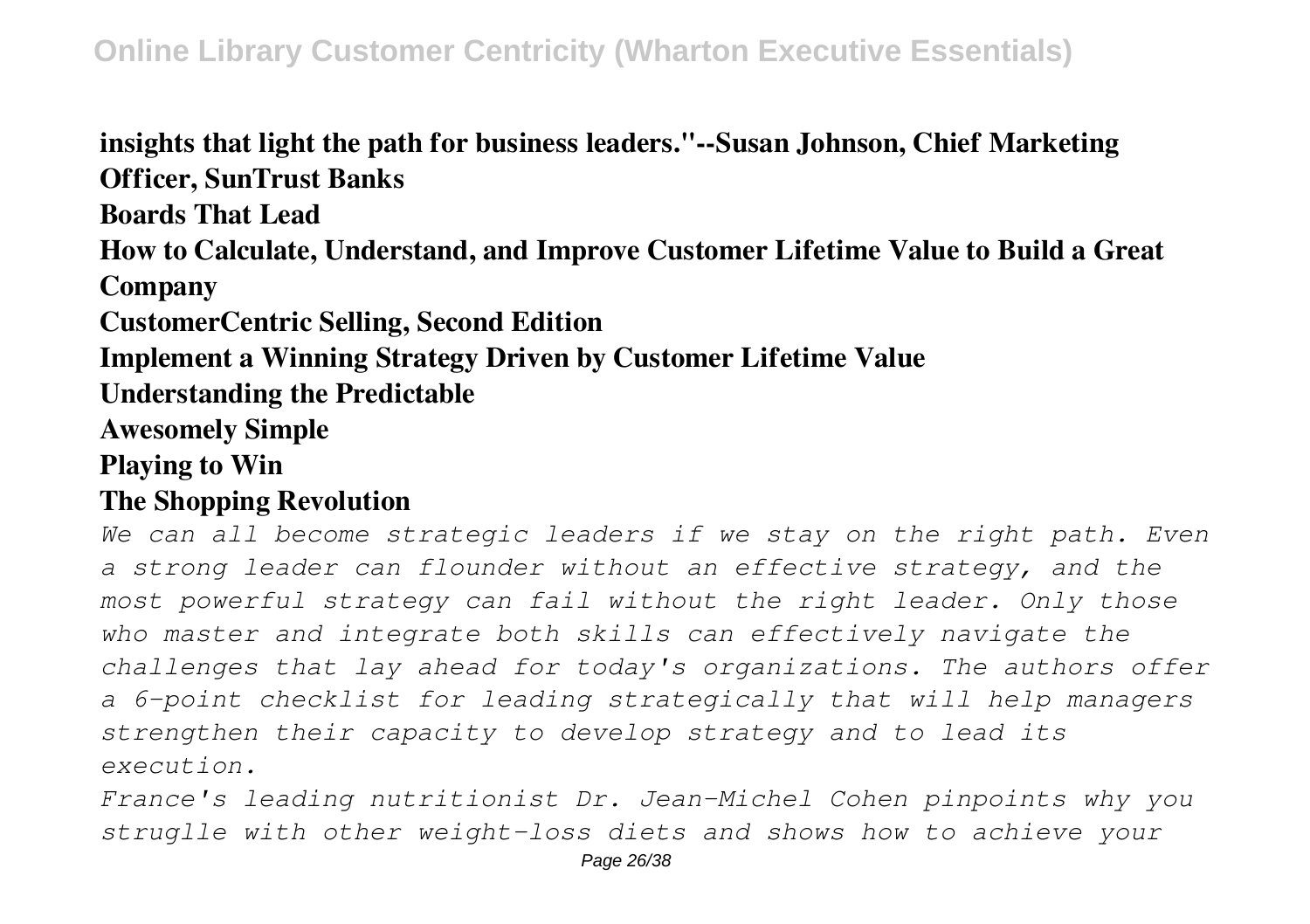**insights that light the path for business leaders."--Susan Johnson, Chief Marketing Officer, SunTrust Banks**

**Boards That Lead**

**How to Calculate, Understand, and Improve Customer Lifetime Value to Build a Great Company**

**CustomerCentric Selling, Second Edition**

**Implement a Winning Strategy Driven by Customer Lifetime Value**

**Understanding the Predictable**

**Awesomely Simple**

**Playing to Win**

**The Shopping Revolution**

*We can all become strategic leaders if we stay on the right path. Even a strong leader can flounder without an effective strategy, and the most powerful strategy can fail without the right leader. Only those who master and integrate both skills can effectively navigate the challenges that lay ahead for today's organizations. The authors offer a 6-point checklist for leading strategically that will help managers strengthen their capacity to develop strategy and to lead its execution.*

*France's leading nutritionist Dr. Jean-Michel Cohen pinpoints why you struglle with other weight-loss diets and shows how to achieve your*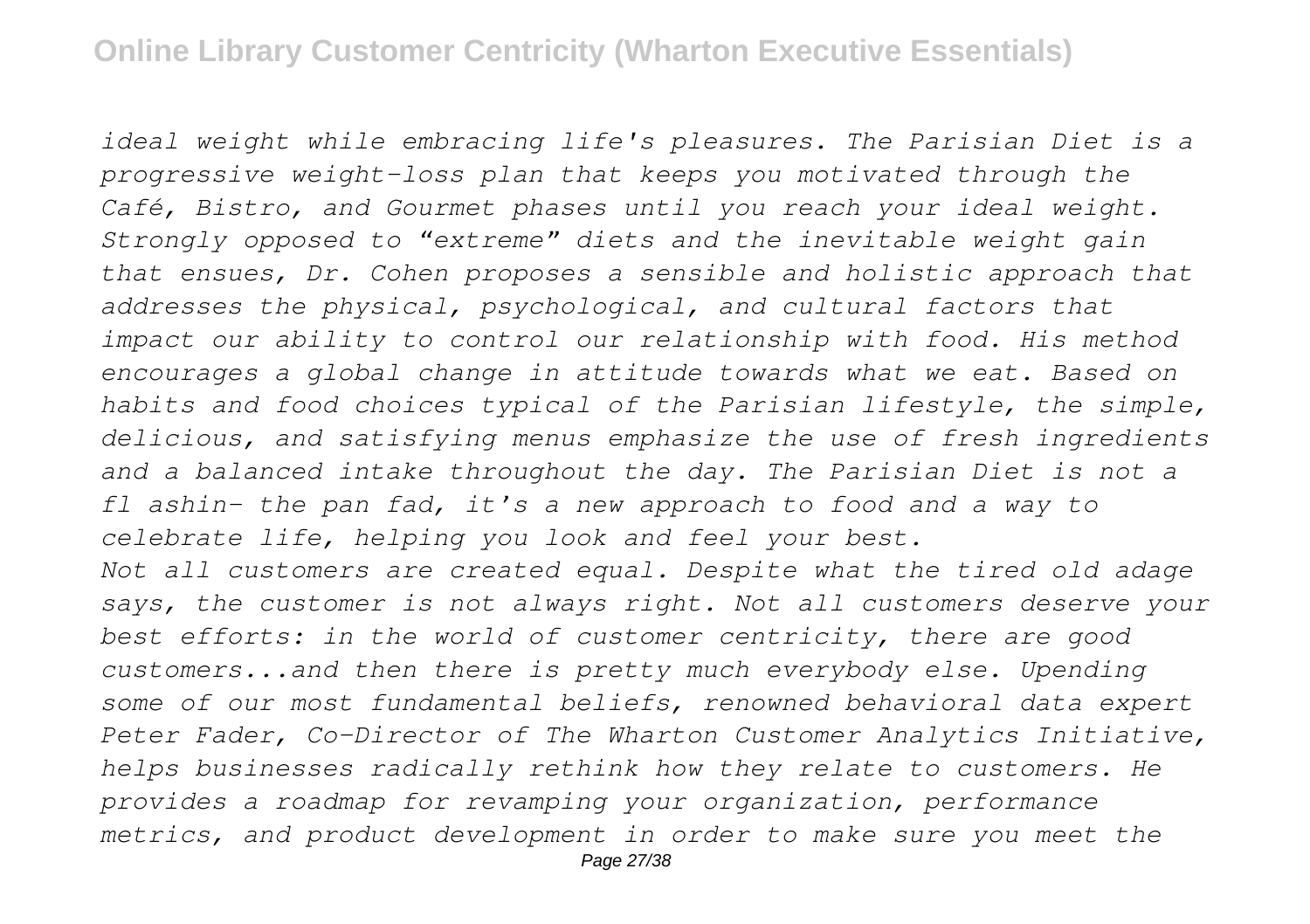*ideal weight while embracing life's pleasures. The Parisian Diet is a progressive weight-loss plan that keeps you motivated through the Café, Bistro, and Gourmet phases until you reach your ideal weight. Strongly opposed to "extreme" diets and the inevitable weight gain that ensues, Dr. Cohen proposes a sensible and holistic approach that addresses the physical, psychological, and cultural factors that impact our ability to control our relationship with food. His method encourages a global change in attitude towards what we eat. Based on habits and food choices typical of the Parisian lifestyle, the simple, delicious, and satisfying menus emphasize the use of fresh ingredients and a balanced intake throughout the day. The Parisian Diet is not a fl ashin- the pan fad, it's a new approach to food and a way to celebrate life, helping you look and feel your best.*

*Not all customers are created equal. Despite what the tired old adage says, the customer is not always right. Not all customers deserve your best efforts: in the world of customer centricity, there are good customers...and then there is pretty much everybody else. Upending some of our most fundamental beliefs, renowned behavioral data expert Peter Fader, Co-Director of The Wharton Customer Analytics Initiative, helps businesses radically rethink how they relate to customers. He provides a roadmap for revamping your organization, performance metrics, and product development in order to make sure you meet the*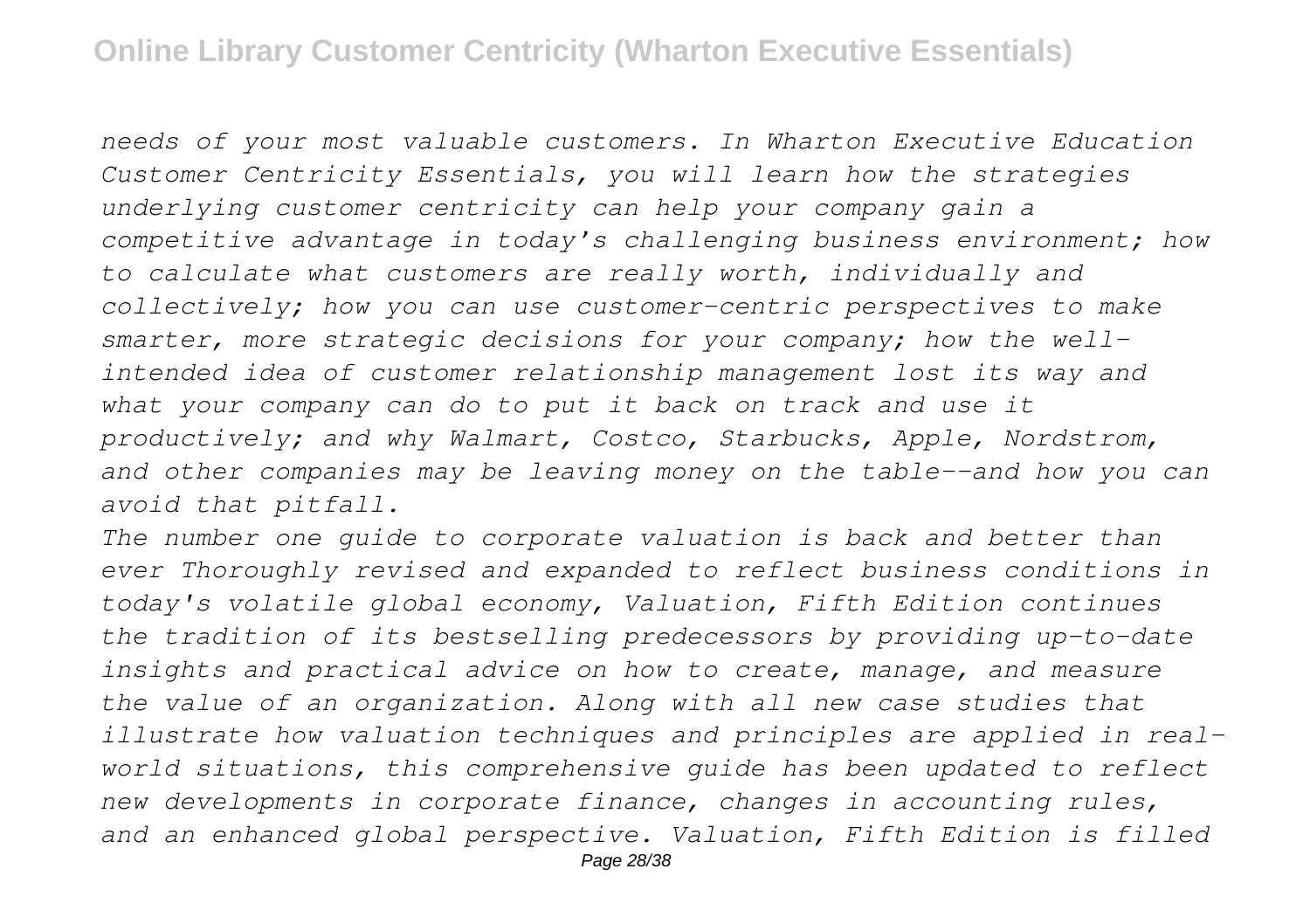*needs of your most valuable customers. In Wharton Executive Education Customer Centricity Essentials, you will learn how the strategies underlying customer centricity can help your company gain a competitive advantage in today's challenging business environment; how to calculate what customers are really worth, individually and collectively; how you can use customer-centric perspectives to make smarter, more strategic decisions for your company; how the well-intended idea of customer relationship management lost its way and what your company can do to put it back on track and use it productively; and why Walmart, Costco, Starbucks, Apple, Nordstrom, and other companies may be leaving money on the table--and how you can avoid that pitfall.*

*The number one guide to corporate valuation is back and better than ever Thoroughly revised and expanded to reflect business conditions in today's volatile global economy, Valuation, Fifth Edition continues the tradition of its bestselling predecessors by providing up-to-date insights and practical advice on how to create, manage, and measure the value of an organization. Along with all new case studies that illustrate how valuation techniques and principles are applied in real-world situations, this comprehensive guide has been updated to reflect new developments in corporate finance, changes in accounting rules, and an enhanced global perspective. Valuation, Fifth Edition is filled*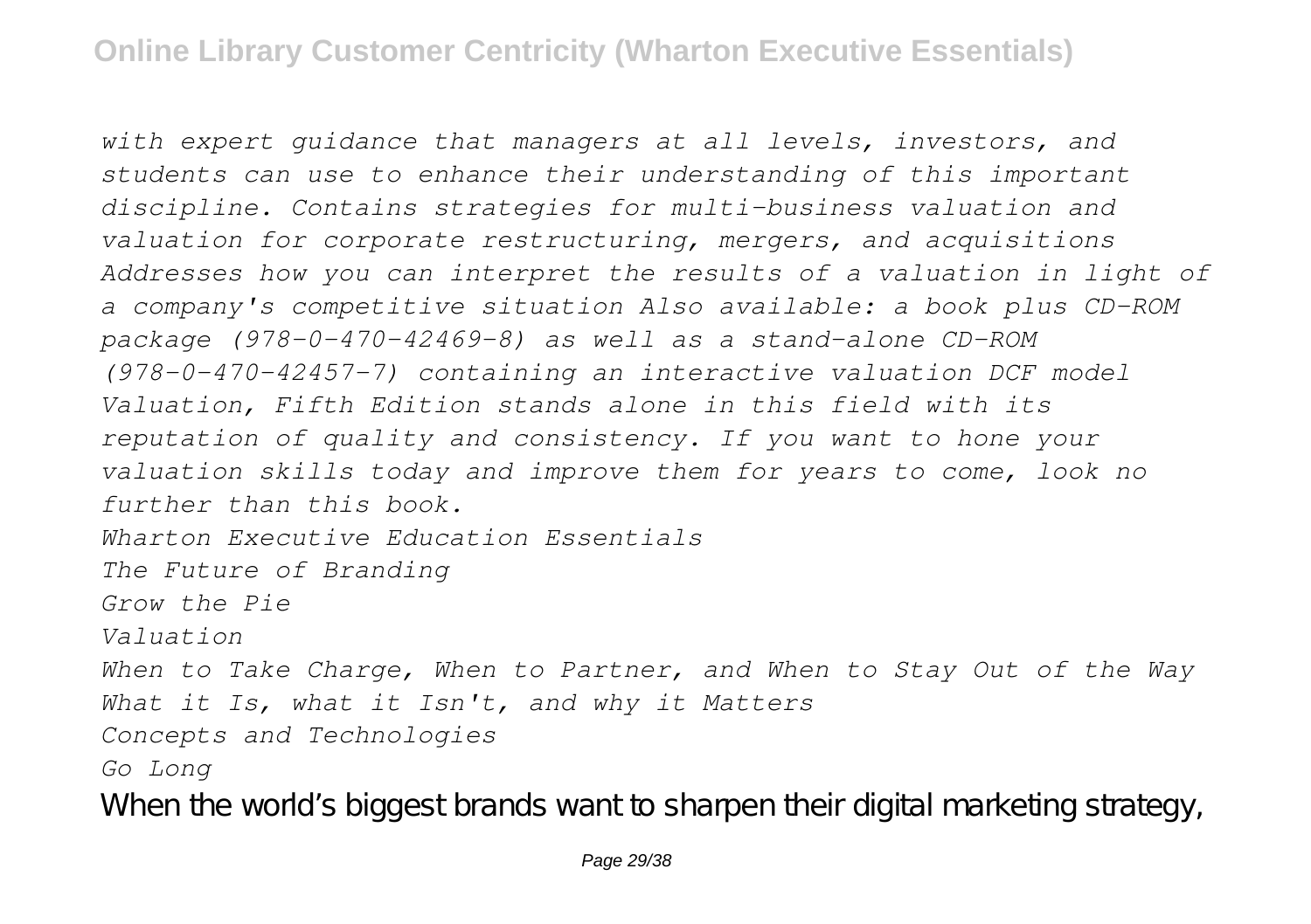*with expert guidance that managers at all levels, investors, and students can use to enhance their understanding of this important discipline. Contains strategies for multi-business valuation and valuation for corporate restructuring, mergers, and acquisitions Addresses how you can interpret the results of a valuation in light of a company's competitive situation Also available: a book plus CD-ROM package (978-0-470-42469-8) as well as a stand-alone CD-ROM (978-0-470-42457-7) containing an interactive valuation DCF model Valuation, Fifth Edition stands alone in this field with its reputation of quality and consistency. If you want to hone your valuation skills today and improve them for years to come, look no further than this book.*

*Wharton Executive Education Essentials*

*The Future of Branding*

*Grow the Pie*

*Valuation*

*When to Take Charge, When to Partner, and When to Stay Out of the Way*

*What it Is, what it Isn't, and why it Matters*

*Concepts and Technologies*

*Go Long*

When the world's biggest brands want to sharpen their digital marketing strategy,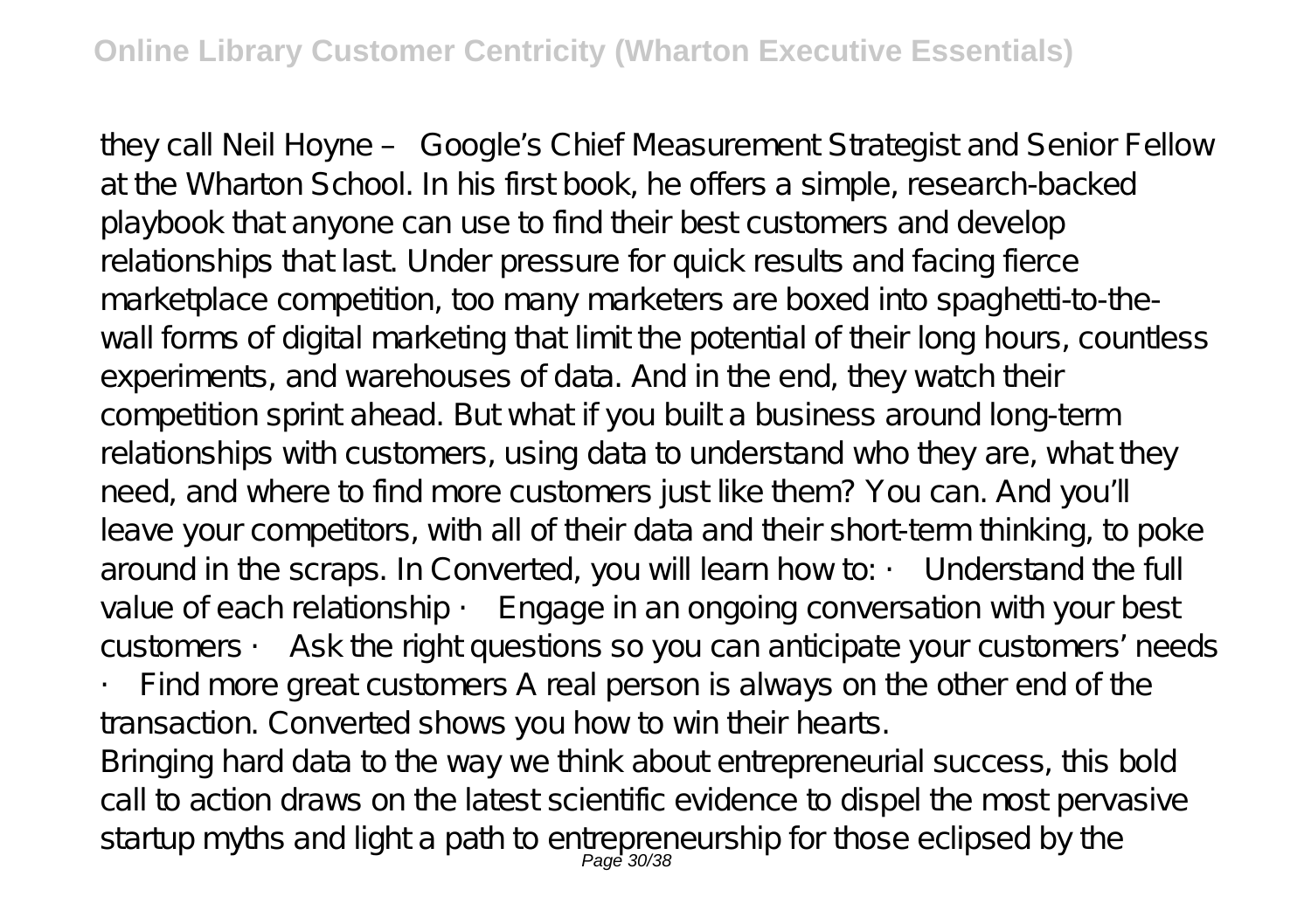they call Neil Hoyne – Google's Chief Measurement Strategist and Senior Fellow at the Wharton School. In his first book, he offers a simple, research-backed playbook that anyone can use to find their best customers and develop relationships that last. Under pressure for quick results and facing fierce marketplace competition, too many marketers are boxed into spaghetti-to-the-wall forms of digital marketing that limit the potential of their long hours, countless experiments, and warehouses of data. And in the end, they watch their competition sprint ahead. But what if you built a business around long-term relationships with customers, using data to understand who they are, what they need, and where to find more customers just like them? You can. And you'll leave your competitors, with all of their data and their short-term thinking, to poke around in the scraps. In Converted, you will learn how to: · Understand the full value of each relationship · Engage in an ongoing conversation with your best customers · Ask the right questions so you can anticipate your customers' needs · Find more great customers A real person is always on the other end of the transaction. Converted shows you how to win their hearts.

Bringing hard data to the way we think about entrepreneurial success, this bold call to action draws on the latest scientific evidence to dispel the most pervasive startup myths and light a path to entrepreneurship for those eclipsed by the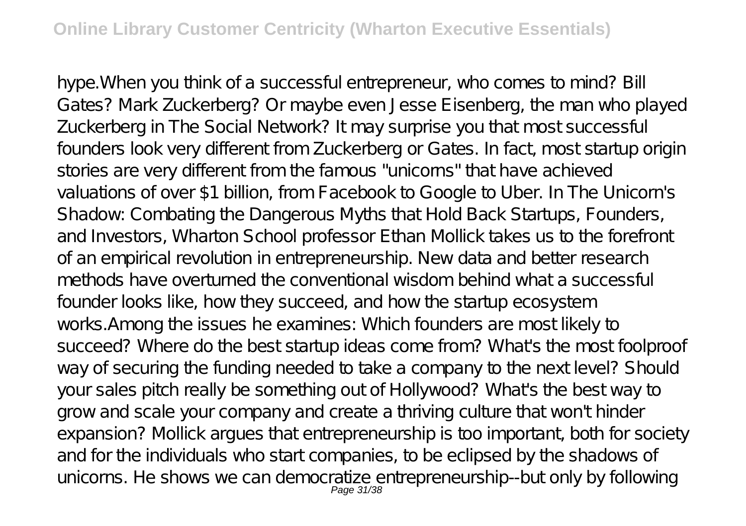hype.When you think of a successful entrepreneur, who comes to mind? Bill Gates? Mark Zuckerberg? Or maybe even Jesse Eisenberg, the man who played Zuckerberg in The Social Network? It may surprise you that most successful founders look very different from Zuckerberg or Gates. In fact, most startup origin stories are very different from the famous "unicorns" that have achieved valuations of over $1 billion, from Facebook to Google to Uber. In The Unicorn's Shadow: Combating the Dangerous Myths that Hold Back Startups, Founders, and Investors, Wharton School professor Ethan Mollick takes us to the forefront of an empirical revolution in entrepreneurship. New data and better research methods have overturned the conventional wisdom behind what a successful founder looks like, how they succeed, and how the startup ecosystem works.Among the issues he examines: Which founders are most likely to succeed? Where do the best startup ideas come from? What's the most foolproof way of securing the funding needed to take a company to the next level? Should your sales pitch really be something out of Hollywood? What's the best way to grow and scale your company and create a thriving culture that won't hinder expansion? Mollick argues that entrepreneurship is too important, both for society and for the individuals who start companies, to be eclipsed by the shadows of unicorns. He shows we can democratize entrepreneurship--but only by following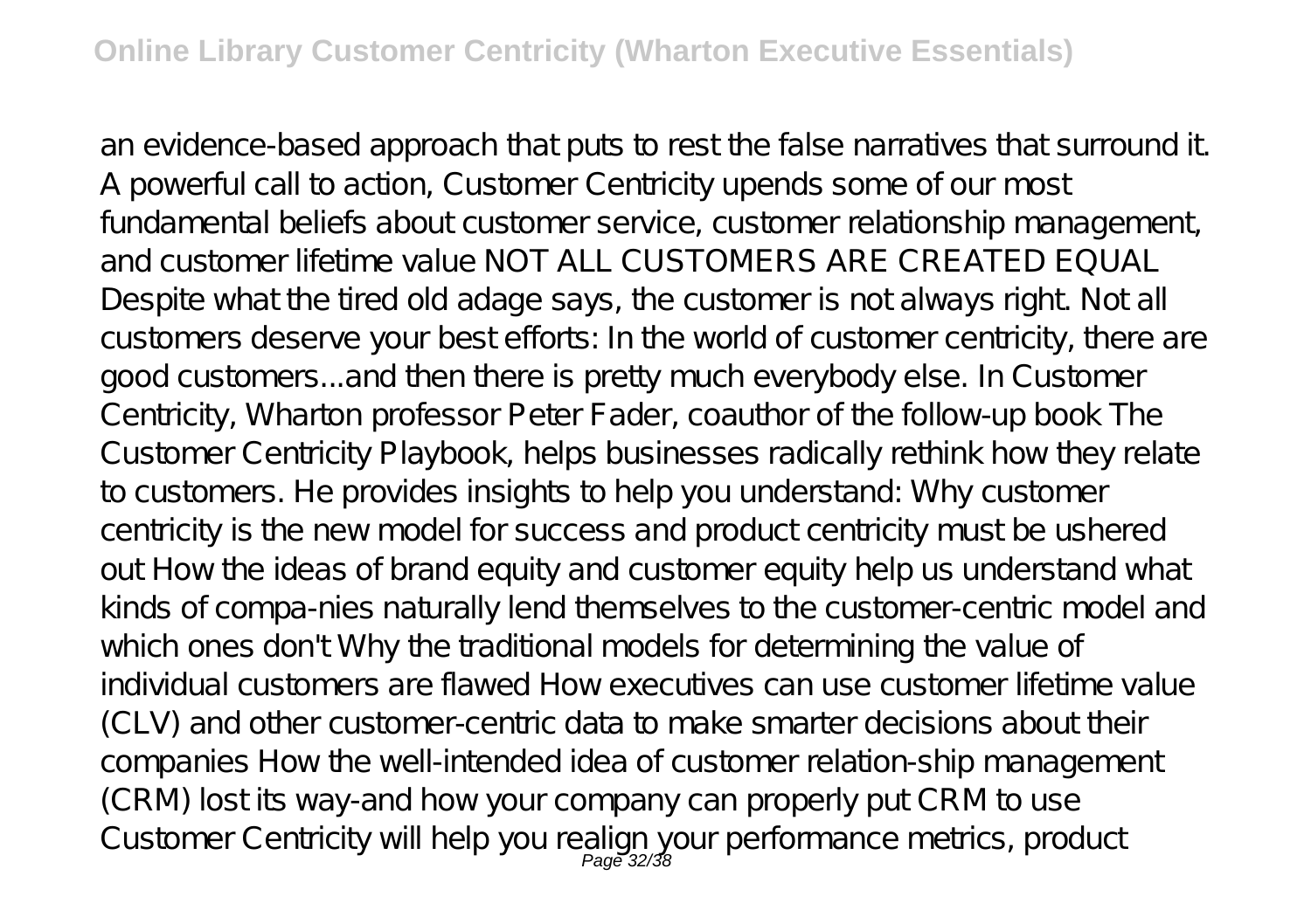an evidence-based approach that puts to rest the false narratives that surround it. A powerful call to action, Customer Centricity upends some of our most fundamental beliefs about customer service, customer relationship management, and customer lifetime value NOT ALL CUSTOMERS ARE CREATED EQUAL Despite what the tired old adage says, the customer is not always right. Not all customers deserve your best efforts: In the world of customer centricity, there are good customers...and then there is pretty much everybody else. In Customer Centricity, Wharton professor Peter Fader, coauthor of the follow-up book The Customer Centricity Playbook, helps businesses radically rethink how they relate to customers. He provides insights to help you understand: Why customer centricity is the new model for success and product centricity must be ushered out How the ideas of brand equity and customer equity help us understand what kinds of compa-nies naturally lend themselves to the customer-centric model and which ones don't Why the traditional models for determining the value of individual customers are flawed How executives can use customer lifetime value (CLV) and other customer-centric data to make smarter decisions about their companies How the well-intended idea of customer relation-ship management (CRM) lost its way-and how your company can properly put CRM to use Customer Centricity will help you realign your performance metrics, product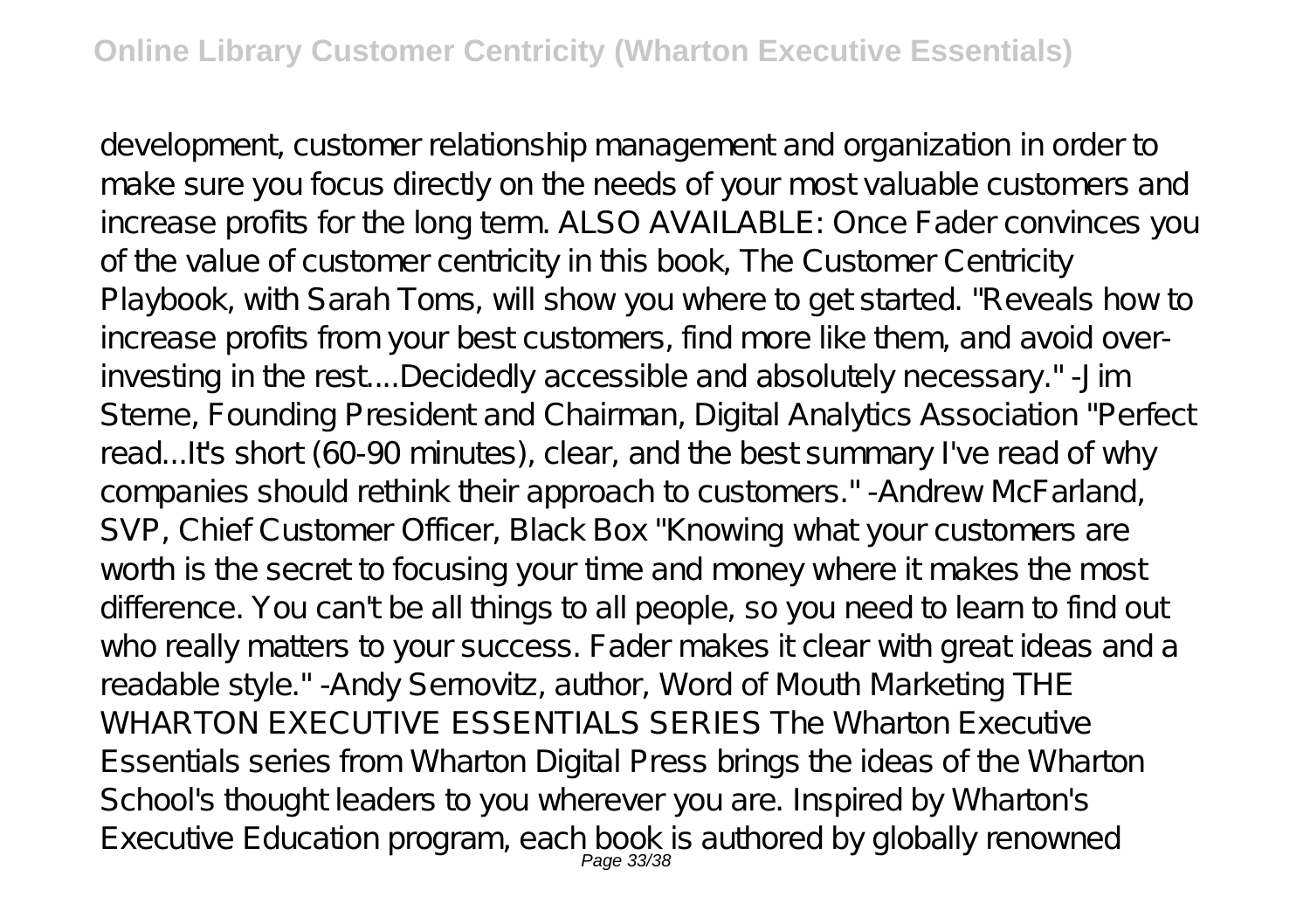development, customer relationship management and organization in order to make sure you focus directly on the needs of your most valuable customers and increase profits for the long term. ALSO AVAILABLE: Once Fader convinces you of the value of customer centricity in this book, The Customer Centricity Playbook, with Sarah Toms, will show you where to get started. "Reveals how to increase profits from your best customers, find more like them, and avoid over-investing in the rest....Decidedly accessible and absolutely necessary." -Jim Sterne, Founding President and Chairman, Digital Analytics Association "Perfect read...It's short (60-90 minutes), clear, and the best summary I've read of why companies should rethink their approach to customers." -Andrew McFarland, SVP, Chief Customer Officer, Black Box "Knowing what your customers are worth is the secret to focusing your time and money where it makes the most difference. You can't be all things to all people, so you need to learn to find out who really matters to your success. Fader makes it clear with great ideas and a readable style." -Andy Sernovitz, author, Word of Mouth Marketing THE WHARTON EXECUTIVE ESSENTIALS SERIES The Wharton Executive Essentials series from Wharton Digital Press brings the ideas of the Wharton School's thought leaders to you wherever you are. Inspired by Wharton's Executive Education program, each book is authored by globally renowned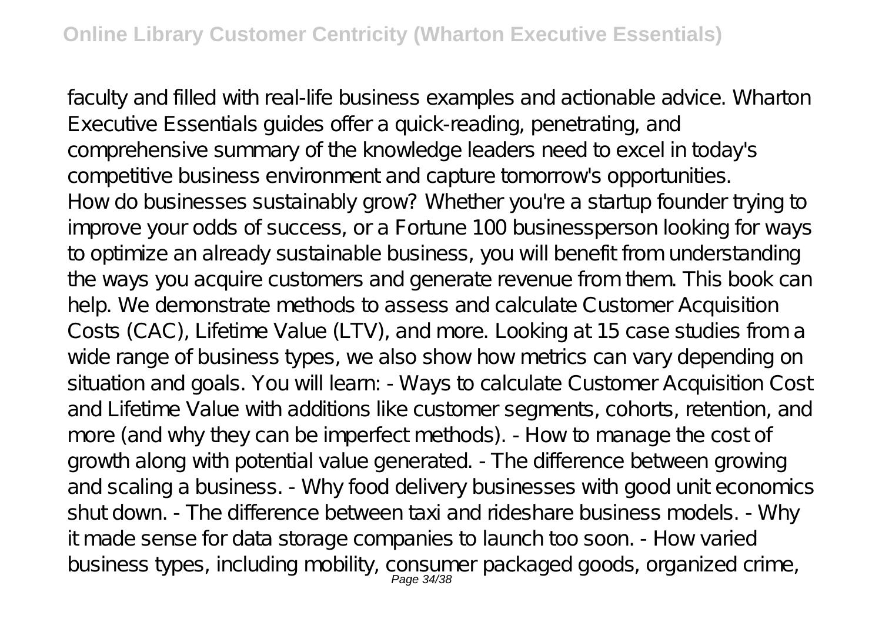faculty and filled with real-life business examples and actionable advice. Wharton Executive Essentials guides offer a quick-reading, penetrating, and comprehensive summary of the knowledge leaders need to excel in today's competitive business environment and capture tomorrow's opportunities.

How do businesses sustainably grow? Whether you're a startup founder trying to improve your odds of success, or a Fortune 100 businessperson looking for ways to optimize an already sustainable business, you will benefit from understanding the ways you acquire customers and generate revenue from them. This book can help. We demonstrate methods to assess and calculate Customer Acquisition Costs (CAC), Lifetime Value (LTV), and more. Looking at 15 case studies from a wide range of business types, we also show how metrics can vary depending on situation and goals. You will learn: - Ways to calculate Customer Acquisition Cost and Lifetime Value with additions like customer segments, cohorts, retention, and more (and why they can be imperfect methods). - How to manage the cost of growth along with potential value generated. - The difference between growing and scaling a business. - Why food delivery businesses with good unit economics shut down. - The difference between taxi and rideshare business models. - Why it made sense for data storage companies to launch too soon. - How varied business types, including mobility, consumer packaged goods, organized crime,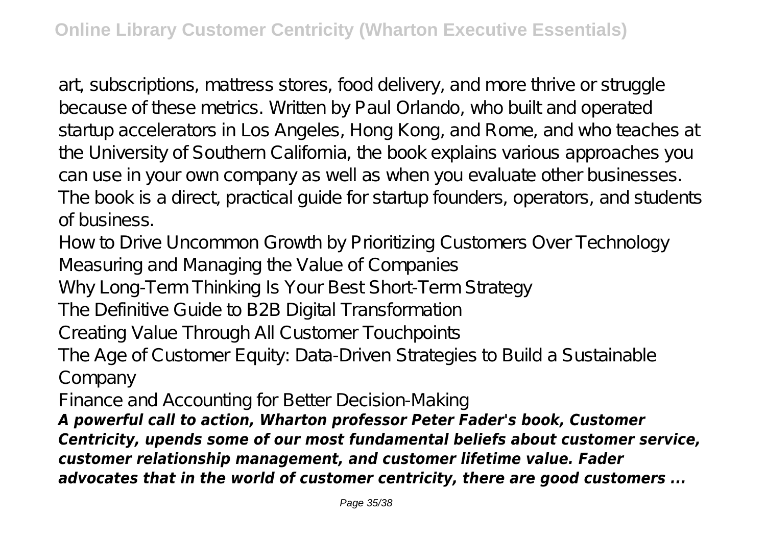art, subscriptions, mattress stores, food delivery, and more thrive or struggle because of these metrics. Written by Paul Orlando, who built and operated startup accelerators in Los Angeles, Hong Kong, and Rome, and who teaches at the University of Southern California, the book explains various approaches you can use in your own company as well as when you evaluate other businesses. The book is a direct, practical guide for startup founders, operators, and students of business.

How to Drive Uncommon Growth by Prioritizing Customers Over Technology
Measuring and Managing the Value of Companies
Why Long-Term Thinking Is Your Best Short-Term Strategy
The Definitive Guide to B2B Digital Transformation
Creating Value Through All Customer Touchpoints
The Age of Customer Equity: Data-Driven Strategies to Build a Sustainable Company
Finance and Accounting for Better Decision-Making

***A powerful call to action, Wharton professor Peter Fader's book, Customer Centricity, upends some of our most fundamental beliefs about customer service, customer relationship management, and customer lifetime value. Fader advocates that in the world of customer centricity, there are good customers ...***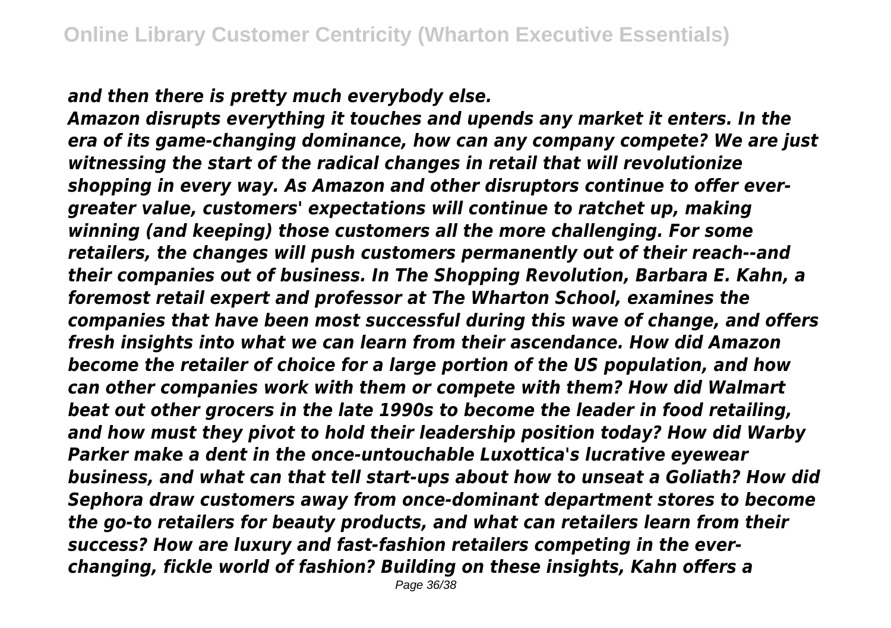*and then there is pretty much everybody else.*

*Amazon disrupts everything it touches and upends any market it enters. In the era of its game-changing dominance, how can any company compete? We are just witnessing the start of the radical changes in retail that will revolutionize shopping in every way. As Amazon and other disruptors continue to offer ever-greater value, customers' expectations will continue to ratchet up, making winning (and keeping) those customers all the more challenging. For some retailers, the changes will push customers permanently out of their reach--and their companies out of business. In The Shopping Revolution, Barbara E. Kahn, a foremost retail expert and professor at The Wharton School, examines the companies that have been most successful during this wave of change, and offers fresh insights into what we can learn from their ascendance. How did Amazon become the retailer of choice for a large portion of the US population, and how can other companies work with them or compete with them? How did Walmart beat out other grocers in the late 1990s to become the leader in food retailing, and how must they pivot to hold their leadership position today? How did Warby Parker make a dent in the once-untouchable Luxottica's lucrative eyewear business, and what can that tell start-ups about how to unseat a Goliath? How did Sephora draw customers away from once-dominant department stores to become the go-to retailers for beauty products, and what can retailers learn from their success? How are luxury and fast-fashion retailers competing in the ever-changing, fickle world of fashion? Building on these insights, Kahn offers a*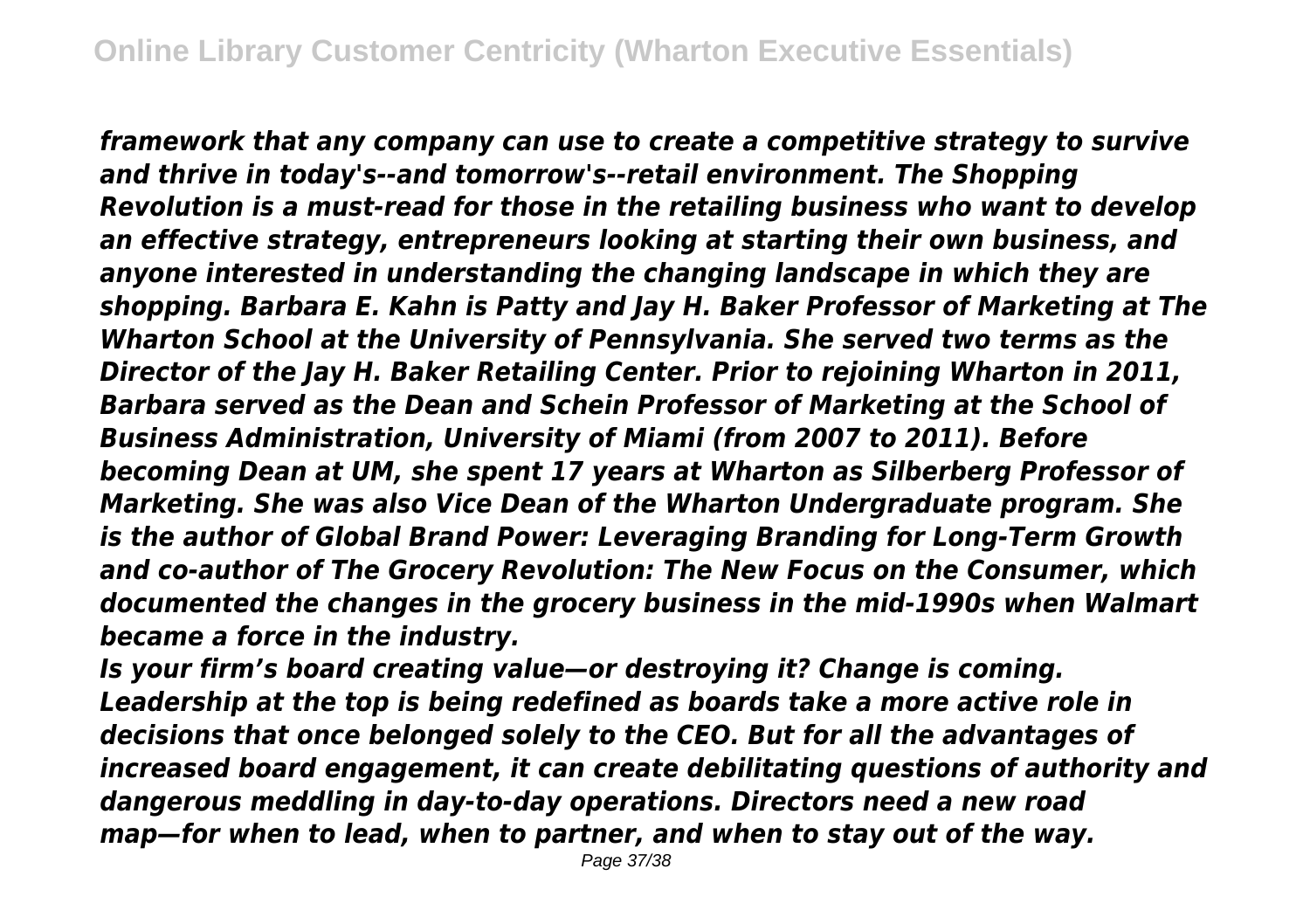*framework that any company can use to create a competitive strategy to survive and thrive in today's--and tomorrow's--retail environment. The Shopping Revolution is a must-read for those in the retailing business who want to develop an effective strategy, entrepreneurs looking at starting their own business, and anyone interested in understanding the changing landscape in which they are shopping. Barbara E. Kahn is Patty and Jay H. Baker Professor of Marketing at The Wharton School at the University of Pennsylvania. She served two terms as the Director of the Jay H. Baker Retailing Center. Prior to rejoining Wharton in 2011, Barbara served as the Dean and Schein Professor of Marketing at the School of Business Administration, University of Miami (from 2007 to 2011). Before becoming Dean at UM, she spent 17 years at Wharton as Silberberg Professor of Marketing. She was also Vice Dean of the Wharton Undergraduate program. She is the author of Global Brand Power: Leveraging Branding for Long-Term Growth and co-author of The Grocery Revolution: The New Focus on the Consumer, which documented the changes in the grocery business in the mid-1990s when Walmart became a force in the industry.*

*Is your firm's board creating value—or destroying it? Change is coming. Leadership at the top is being redefined as boards take a more active role in decisions that once belonged solely to the CEO. But for all the advantages of increased board engagement, it can create debilitating questions of authority and dangerous meddling in day-to-day operations. Directors need a new road map—for when to lead, when to partner, and when to stay out of the way.*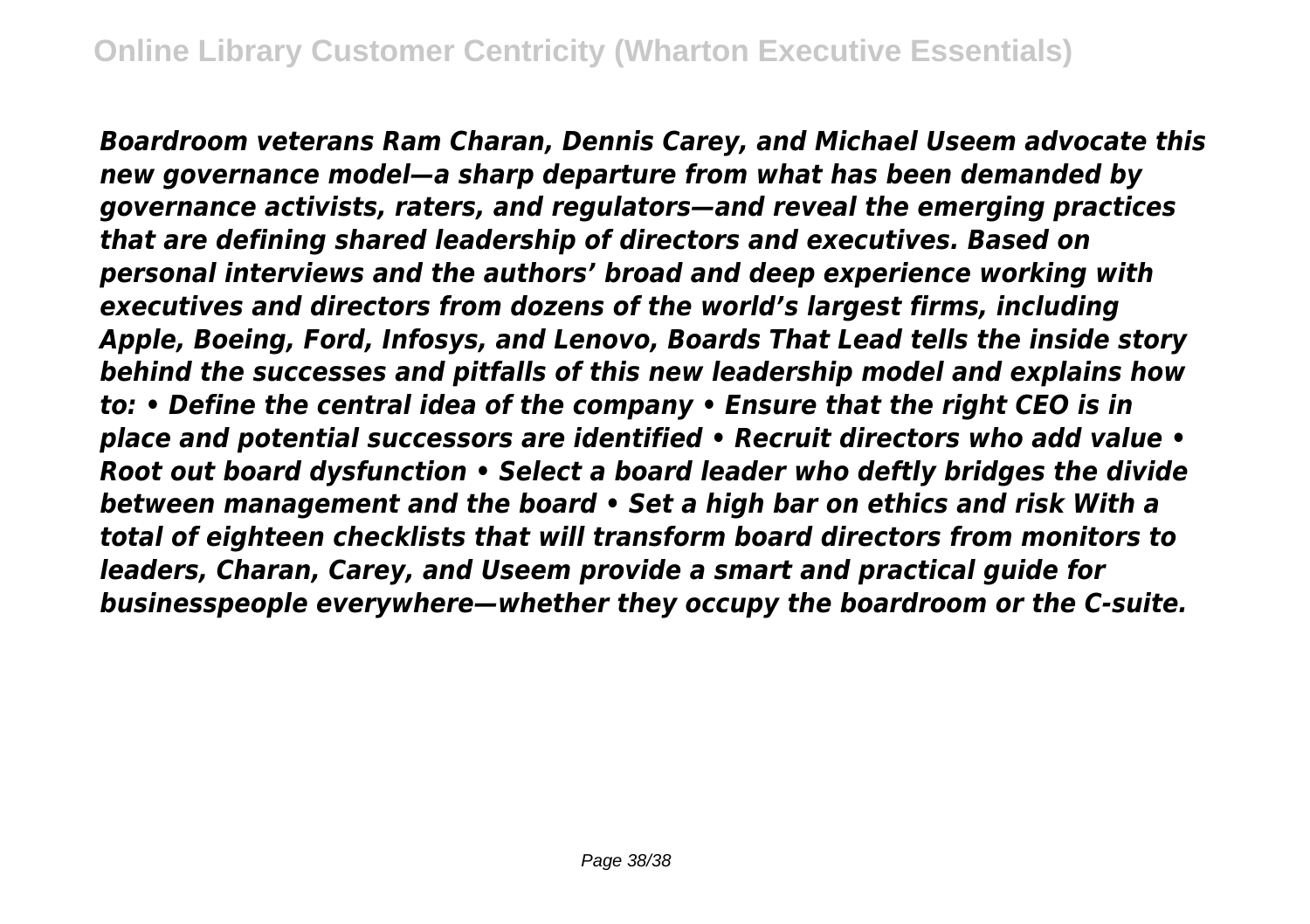*Boardroom veterans Ram Charan, Dennis Carey, and Michael Useem advocate this new governance model—a sharp departure from what has been demanded by governance activists, raters, and regulators—and reveal the emerging practices that are defining shared leadership of directors and executives. Based on personal interviews and the authors' broad and deep experience working with executives and directors from dozens of the world's largest firms, including Apple, Boeing, Ford, Infosys, and Lenovo, Boards That Lead tells the inside story behind the successes and pitfalls of this new leadership model and explains how to: • Define the central idea of the company • Ensure that the right CEO is in place and potential successors are identified • Recruit directors who add value • Root out board dysfunction • Select a board leader who deftly bridges the divide between management and the board • Set a high bar on ethics and risk With a total of eighteen checklists that will transform board directors from monitors to leaders, Charan, Carey, and Useem provide a smart and practical guide for businesspeople everywhere—whether they occupy the boardroom or the C-suite.*